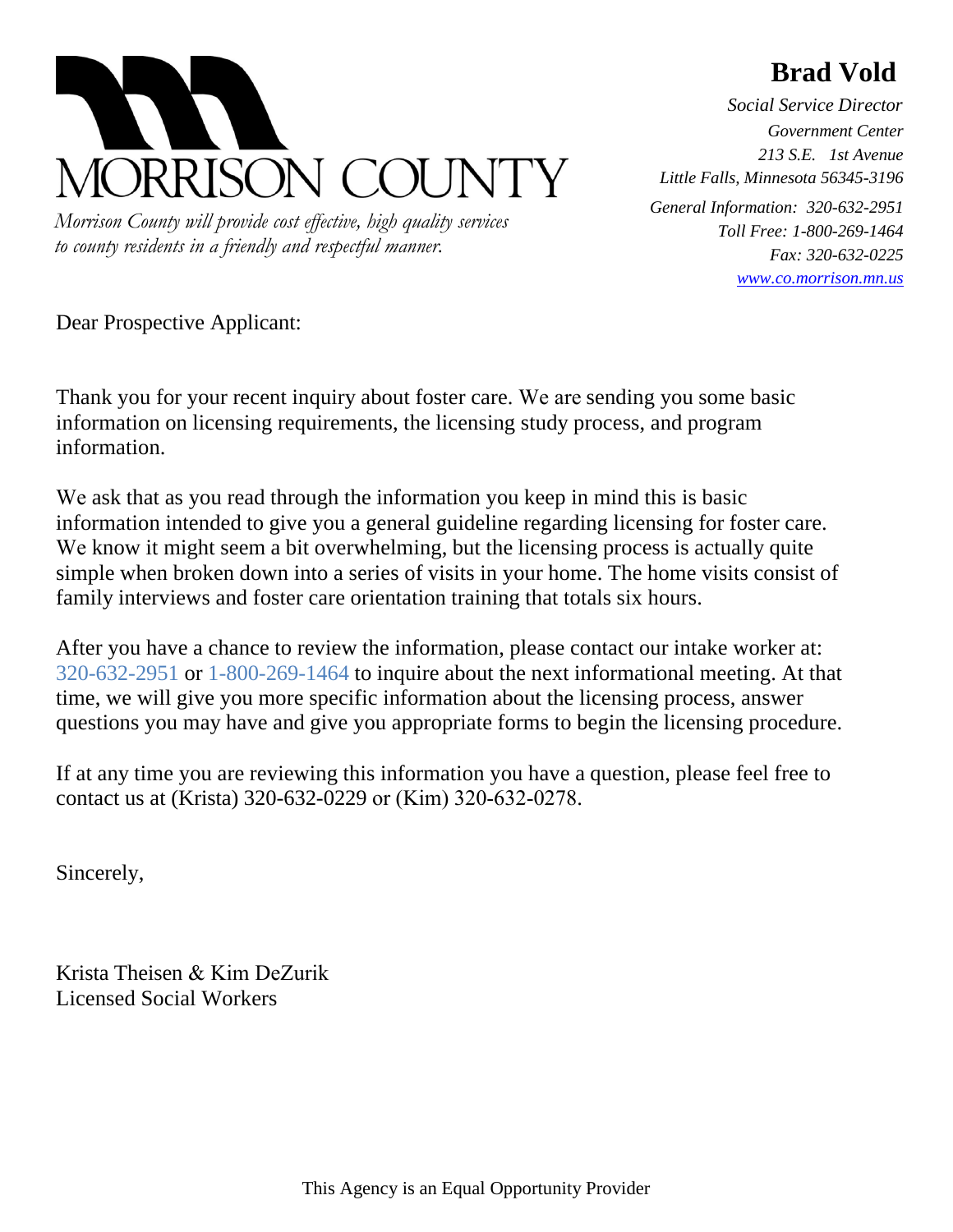# MORRISON COUNTY

*Morrison County will provide cost effective, high quality services to county residents in a friendly and respectful manner.*

**Brad Vold**

*Social Service Director*
*Government Center*
*213 S.E. 1st Avenue*
*Little Falls, Minnesota 56345-3196*

*General Information: 320-632-2951*
*Toll Free: 1-800-269-1464*
*Fax: 320-632-0225*
*www.co.morrison.mn.us*

Dear Prospective Applicant:

Thank you for your recent inquiry about foster care. We are sending you some basic information on licensing requirements, the licensing study process, and program information.

We ask that as you read through the information you keep in mind this is basic information intended to give you a general guideline regarding licensing for foster care. We know it might seem a bit overwhelming, but the licensing process is actually quite simple when broken down into a series of visits in your home. The home visits consist of family interviews and foster care orientation training that totals six hours.

After you have a chance to review the information, please contact our intake worker at: 320-632-2951 or 1-800-269-1464 to inquire about the next informational meeting. At that time, we will give you more specific information about the licensing process, answer questions you may have and give you appropriate forms to begin the licensing procedure.

If at any time you are reviewing this information you have a question, please feel free to contact us at (Krista) 320-632-0229 or (Kim) 320-632-0278.

Sincerely,

Krista Theisen & Kim DeZurik
Licensed Social Workers

This Agency is an Equal Opportunity Provider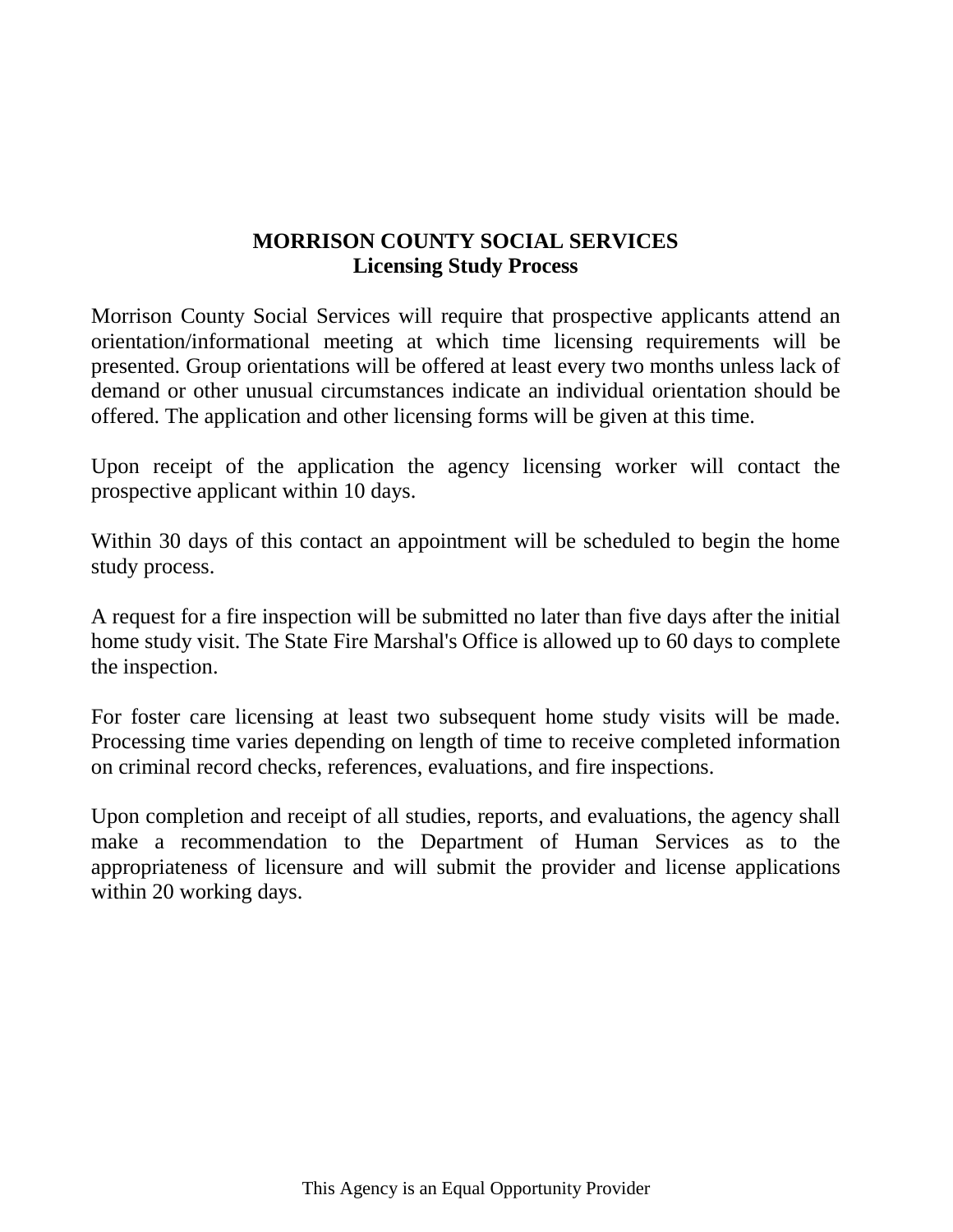# MORRISON COUNTY SOCIAL SERVICES
## Licensing Study Process

Morrison County Social Services will require that prospective applicants attend an orientation/informational meeting at which time licensing requirements will be presented. Group orientations will be offered at least every two months unless lack of demand or other unusual circumstances indicate an individual orientation should be offered. The application and other licensing forms will be given at this time.

Upon receipt of the application the agency licensing worker will contact the prospective applicant within 10 days.

Within 30 days of this contact an appointment will be scheduled to begin the home study process.

A request for a fire inspection will be submitted no later than five days after the initial home study visit. The State Fire Marshal's Office is allowed up to 60 days to complete the inspection.

For foster care licensing at least two subsequent home study visits will be made. Processing time varies depending on length of time to receive completed information on criminal record checks, references, evaluations, and fire inspections.

Upon completion and receipt of all studies, reports, and evaluations, the agency shall make a recommendation to the Department of Human Services as to the appropriateness of licensure and will submit the provider and license applications within 20 working days.

This Agency is an Equal Opportunity Provider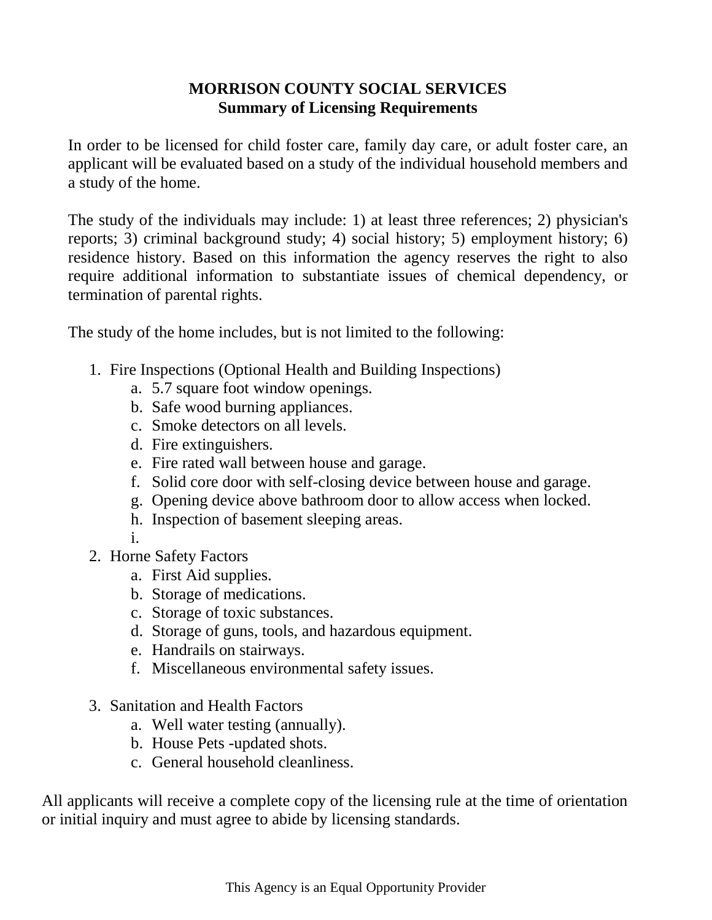**MORRISON COUNTY SOCIAL SERVICES**
**Summary of Licensing Requirements**

In order to be licensed for child foster care, family day care, or adult foster care, an applicant will be evaluated based on a study of the individual household members and a study of the home.

The study of the individuals may include: 1) at least three references; 2) physician's reports; 3) criminal background study; 4) social history; 5) employment history; 6) residence history. Based on this information the agency reserves the right to also require additional information to substantiate issues of chemical dependency, or termination of parental rights.

The study of the home includes, but is not limited to the following:

1. Fire Inspections (Optional Health and Building Inspections)
    a. 5.7 square foot window openings.
    b. Safe wood burning appliances.
    c. Smoke detectors on all levels.
    d. Fire extinguishers.
    e. Fire rated wall between house and garage.
    f. Solid core door with self-closing device between house and garage.
    g. Opening device above bathroom door to allow access when locked.
    h. Inspection of basement sleeping areas.
    i.
2. Horne Safety Factors
    a. First Aid supplies.
    b. Storage of medications.
    c. Storage of toxic substances.
    d. Storage of guns, tools, and hazardous equipment.
    e. Handrails on stairways.
    f. Miscellaneous environmental safety issues.

3. Sanitation and Health Factors
    a. Well water testing (annually).
    b. House Pets -updated shots.
    c. General household cleanliness.

All applicants will receive a complete copy of the licensing rule at the time of orientation or initial inquiry and must agree to abide by licensing standards.

This Agency is an Equal Opportunity Provider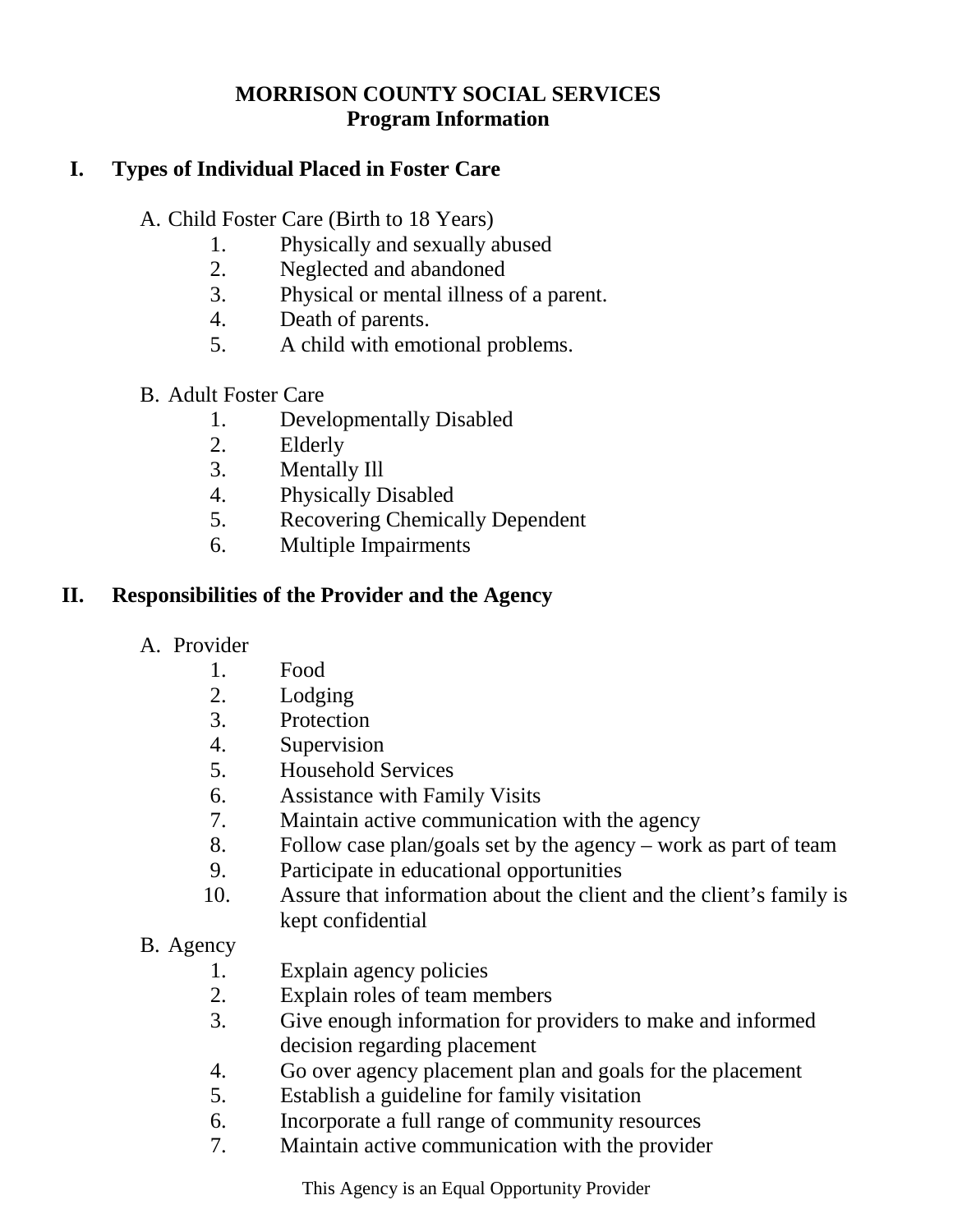# MORRISON COUNTY SOCIAL SERVICES
## Program Information

## I. Types of Individual Placed in Foster Care

A. Child Foster Care (Birth to 18 Years)

1. Physically and sexually abused
2. Neglected and abandoned
3. Physical or mental illness of a parent.
4. Death of parents.
5. A child with emotional problems.

B. Adult Foster Care

1. Developmentally Disabled
2. Elderly
3. Mentally Ill
4. Physically Disabled
5. Recovering Chemically Dependent
6. Multiple Impairments

## II. Responsibilities of the Provider and the Agency

A. Provider

1. Food
2. Lodging
3. Protection
4. Supervision
5. Household Services
6. Assistance with Family Visits
7. Maintain active communication with the agency
8. Follow case plan/goals set by the agency – work as part of team
9. Participate in educational opportunities
10. Assure that information about the client and the client's family is kept confidential

B. Agency

1. Explain agency policies
2. Explain roles of team members
3. Give enough information for providers to make and informed decision regarding placement
4. Go over agency placement plan and goals for the placement
5. Establish a guideline for family visitation
6. Incorporate a full range of community resources
7. Maintain active communication with the provider

This Agency is an Equal Opportunity Provider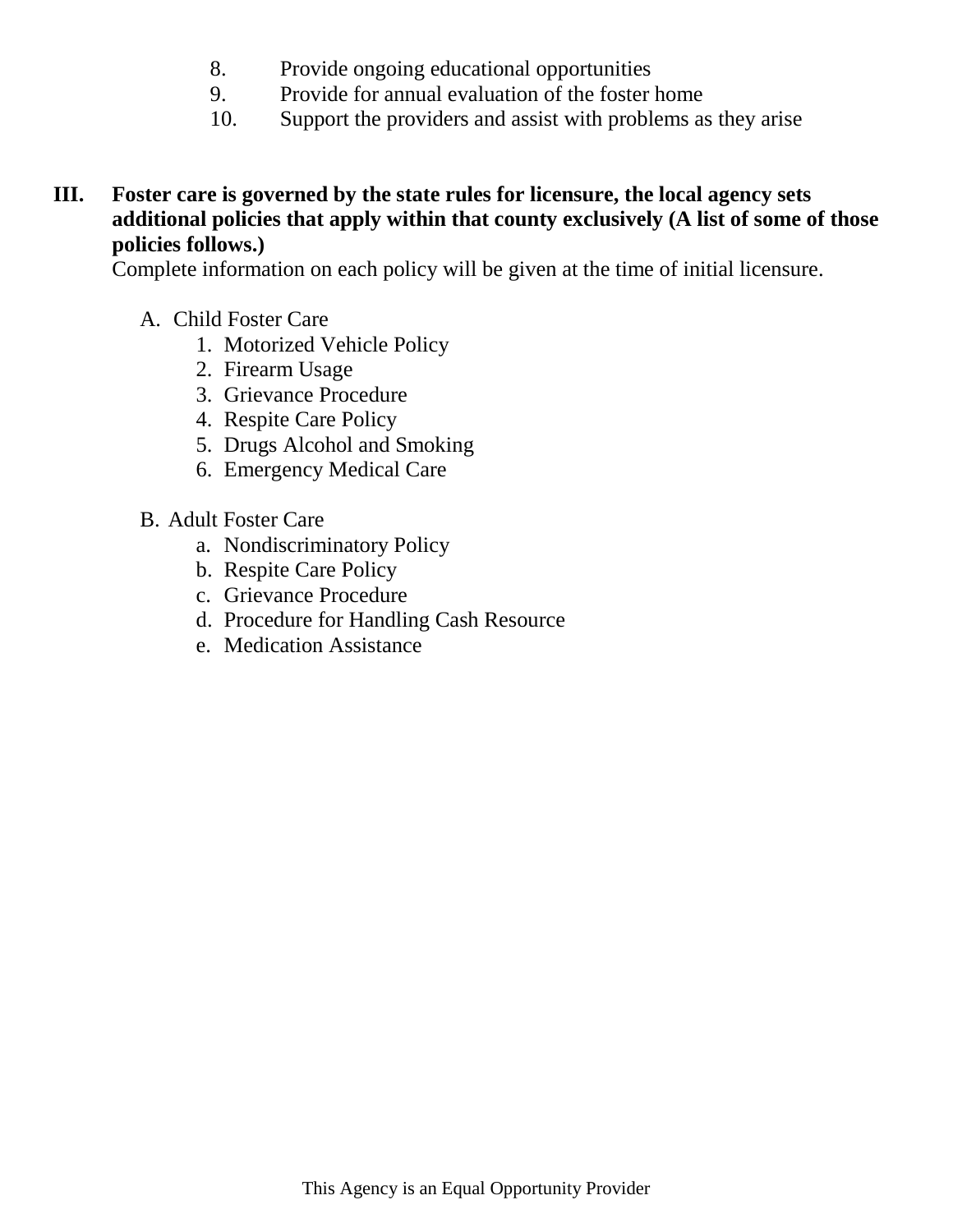8. Provide ongoing educational opportunities
9. Provide for annual evaluation of the foster home
10. Support the providers and assist with problems as they arise

**III. Foster care is governed by the state rules for licensure, the local agency sets additional policies that apply within that county exclusively (A list of some of those policies follows.)**

Complete information on each policy will be given at the time of initial licensure.

A. Child Foster Care
   1. Motorized Vehicle Policy
   2. Firearm Usage
   3. Grievance Procedure
   4. Respite Care Policy
   5. Drugs Alcohol and Smoking
   6. Emergency Medical Care

B. Adult Foster Care
   a. Nondiscriminatory Policy
   b. Respite Care Policy
   c. Grievance Procedure
   d. Procedure for Handling Cash Resource
   e. Medication Assistance

This Agency is an Equal Opportunity Provider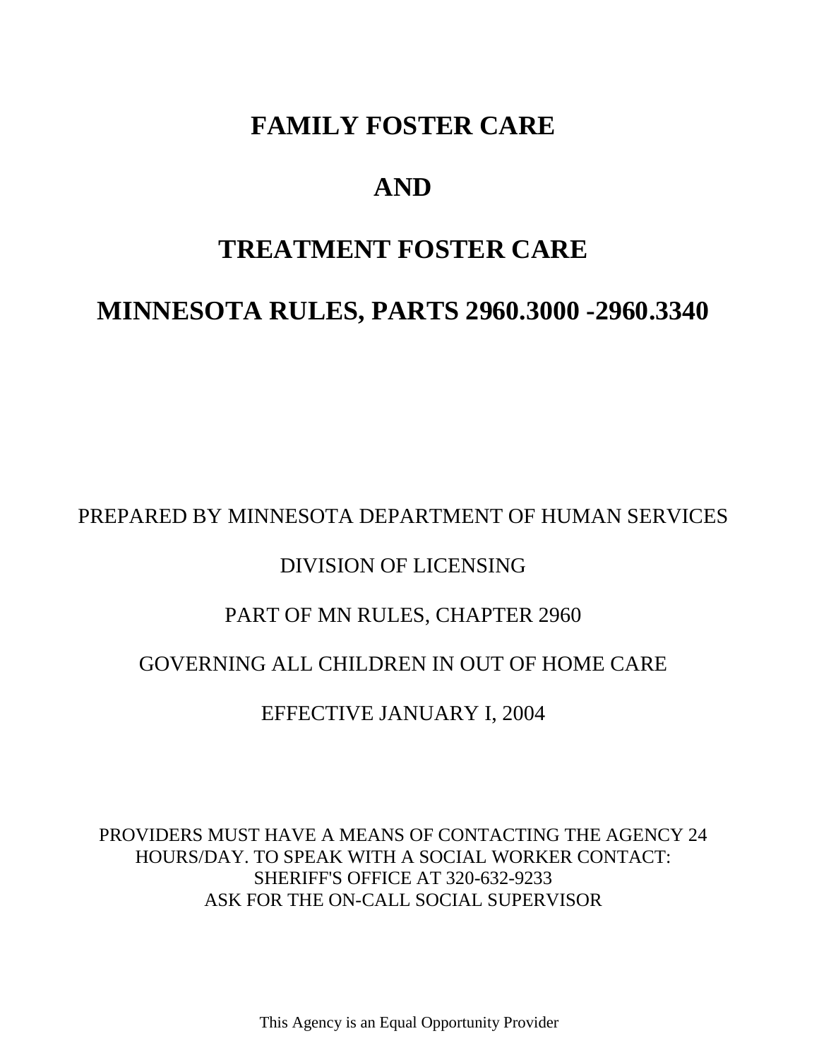# FAMILY FOSTER CARE

# AND

# TREATMENT FOSTER CARE

# MINNESOTA RULES, PARTS 2960.3000 -2960.3340

PREPARED BY MINNESOTA DEPARTMENT OF HUMAN SERVICES

DIVISION OF LICENSING

PART OF MN RULES, CHAPTER 2960

GOVERNING ALL CHILDREN IN OUT OF HOME CARE

EFFECTIVE JANUARY I, 2004

PROVIDERS MUST HAVE A MEANS OF CONTACTING THE AGENCY 24 HOURS/DAY. TO SPEAK WITH A SOCIAL WORKER CONTACT:
SHERIFF'S OFFICE AT 320-632-9233
ASK FOR THE ON-CALL SOCIAL SUPERVISOR

This Agency is an Equal Opportunity Provider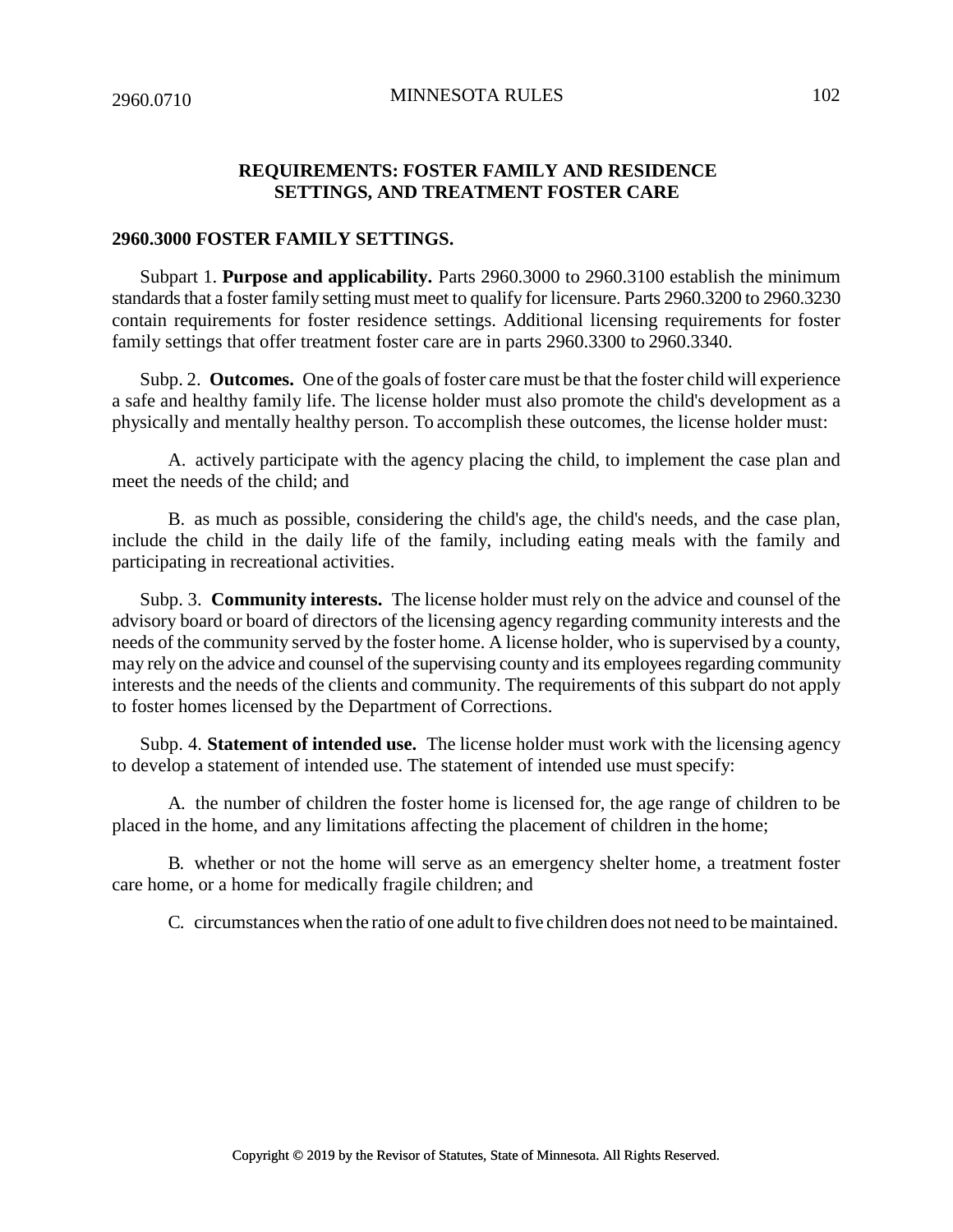## REQUIREMENTS: FOSTER FAMILY AND RESIDENCE SETTINGS, AND TREATMENT FOSTER CARE

### 2960.3000 FOSTER FAMILY SETTINGS.

Subpart 1. **Purpose and applicability.** Parts 2960.3000 to 2960.3100 establish the minimum standards that a foster family setting must meet to qualify for licensure. Parts 2960.3200 to 2960.3230 contain requirements for foster residence settings. Additional licensing requirements for foster family settings that offer treatment foster care are in parts 2960.3300 to 2960.3340.

Subp. 2. **Outcomes.** One of the goals of foster care must be that the foster child will experience a safe and healthy family life. The license holder must also promote the child's development as a physically and mentally healthy person. To accomplish these outcomes, the license holder must:

A. actively participate with the agency placing the child, to implement the case plan and meet the needs of the child; and

B. as much as possible, considering the child's age, the child's needs, and the case plan, include the child in the daily life of the family, including eating meals with the family and participating in recreational activities.

Subp. 3. **Community interests.** The license holder must rely on the advice and counsel of the advisory board or board of directors of the licensing agency regarding community interests and the needs of the community served by the foster home. A license holder, who is supervised by a county, may rely on the advice and counsel of the supervising county and its employees regarding community interests and the needs of the clients and community. The requirements of this subpart do not apply to foster homes licensed by the Department of Corrections.

Subp. 4. **Statement of intended use.** The license holder must work with the licensing agency to develop a statement of intended use. The statement of intended use must specify:

A. the number of children the foster home is licensed for, the age range of children to be placed in the home, and any limitations affecting the placement of children in the home;

B. whether or not the home will serve as an emergency shelter home, a treatment foster care home, or a home for medically fragile children; and

C. circumstances when the ratio of one adult to five children does not need to be maintained.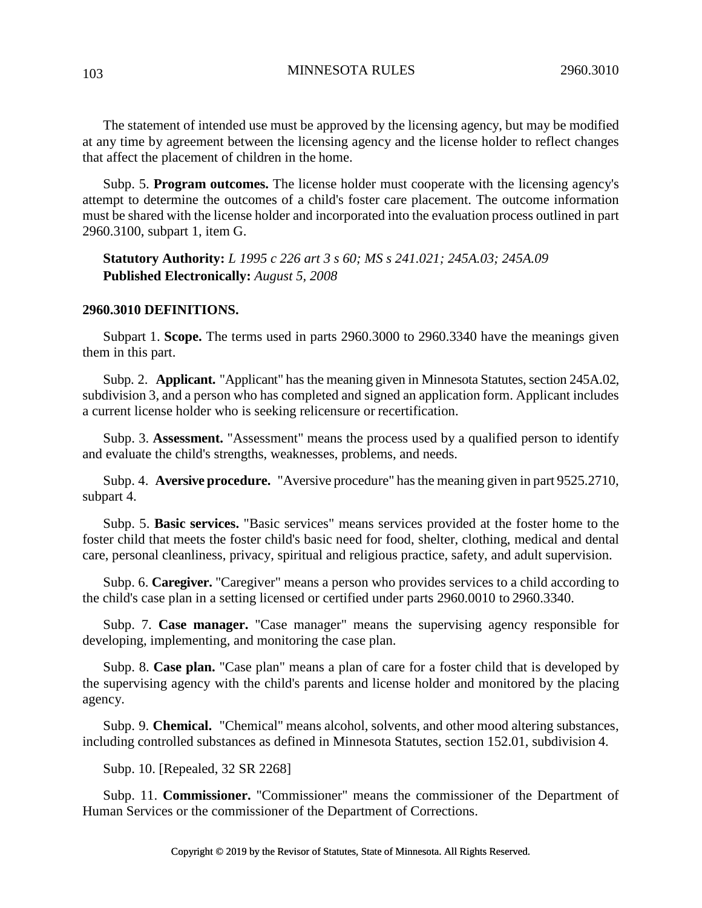The statement of intended use must be approved by the licensing agency, but may be modified at any time by agreement between the licensing agency and the license holder to reflect changes that affect the placement of children in the home.

Subp. 5. **Program outcomes.** The license holder must cooperate with the licensing agency's attempt to determine the outcomes of a child's foster care placement. The outcome information must be shared with the license holder and incorporated into the evaluation process outlined in part 2960.3100, subpart 1, item G.

**Statutory Authority:** *L 1995 c 226 art 3 s 60; MS s 241.021; 245A.03; 245A.09*
**Published Electronically:** *August 5, 2008*

**2960.3010 DEFINITIONS.**

Subpart 1. **Scope.** The terms used in parts 2960.3000 to 2960.3340 have the meanings given them in this part.

Subp. 2. **Applicant.** "Applicant" has the meaning given in Minnesota Statutes, section 245A.02, subdivision 3, and a person who has completed and signed an application form. Applicant includes a current license holder who is seeking relicensure or recertification.

Subp. 3. **Assessment.** "Assessment" means the process used by a qualified person to identify and evaluate the child's strengths, weaknesses, problems, and needs.

Subp. 4. **Aversive procedure.** "Aversive procedure" has the meaning given in part 9525.2710, subpart 4.

Subp. 5. **Basic services.** "Basic services" means services provided at the foster home to the foster child that meets the foster child's basic need for food, shelter, clothing, medical and dental care, personal cleanliness, privacy, spiritual and religious practice, safety, and adult supervision.

Subp. 6. **Caregiver.** "Caregiver" means a person who provides services to a child according to the child's case plan in a setting licensed or certified under parts 2960.0010 to 2960.3340.

Subp. 7. **Case manager.** "Case manager" means the supervising agency responsible for developing, implementing, and monitoring the case plan.

Subp. 8. **Case plan.** "Case plan" means a plan of care for a foster child that is developed by the supervising agency with the child's parents and license holder and monitored by the placing agency.

Subp. 9. **Chemical.** "Chemical" means alcohol, solvents, and other mood altering substances, including controlled substances as defined in Minnesota Statutes, section 152.01, subdivision 4.

Subp. 10. [Repealed, 32 SR 2268]

Subp. 11. **Commissioner.** "Commissioner" means the commissioner of the Department of Human Services or the commissioner of the Department of Corrections.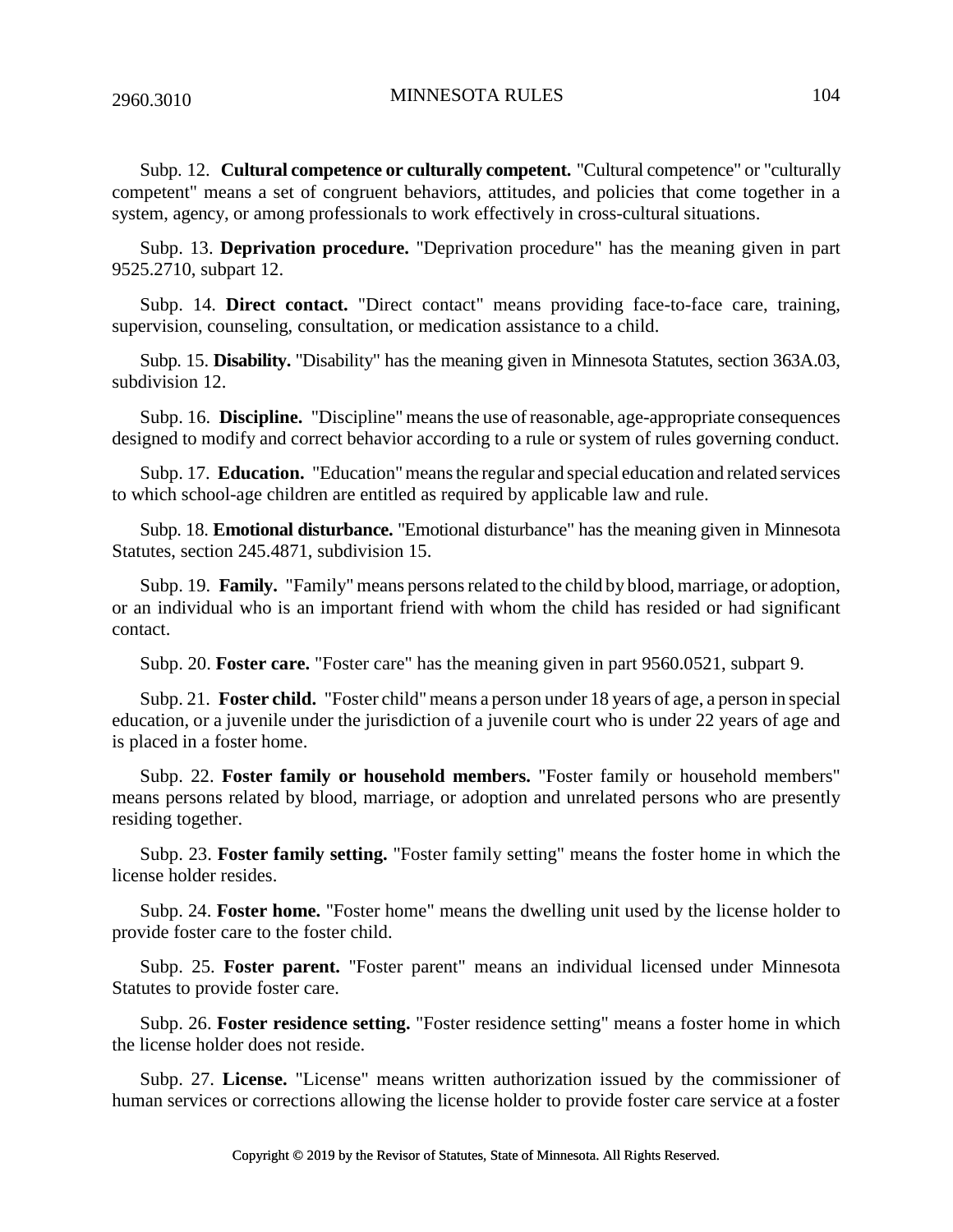Subp. 12. **Cultural competence or culturally competent.** "Cultural competence" or "culturally competent" means a set of congruent behaviors, attitudes, and policies that come together in a system, agency, or among professionals to work effectively in cross-cultural situations.

Subp. 13. **Deprivation procedure.** "Deprivation procedure" has the meaning given in part 9525.2710, subpart 12.

Subp. 14. **Direct contact.** "Direct contact" means providing face-to-face care, training, supervision, counseling, consultation, or medication assistance to a child.

Subp. 15. **Disability.** "Disability" has the meaning given in Minnesota Statutes, section 363A.03, subdivision 12.

Subp. 16. **Discipline.** "Discipline" means the use of reasonable, age-appropriate consequences designed to modify and correct behavior according to a rule or system of rules governing conduct.

Subp. 17. **Education.** "Education" means the regular and special education and related services to which school-age children are entitled as required by applicable law and rule.

Subp. 18. **Emotional disturbance.** "Emotional disturbance" has the meaning given in Minnesota Statutes, section 245.4871, subdivision 15.

Subp. 19. **Family.** "Family" means persons related to the child by blood, marriage, or adoption, or an individual who is an important friend with whom the child has resided or had significant contact.

Subp. 20. **Foster care.** "Foster care" has the meaning given in part 9560.0521, subpart 9.

Subp. 21. **Foster child.** "Foster child" means a person under 18 years of age, a person in special education, or a juvenile under the jurisdiction of a juvenile court who is under 22 years of age and is placed in a foster home.

Subp. 22. **Foster family or household members.** "Foster family or household members" means persons related by blood, marriage, or adoption and unrelated persons who are presently residing together.

Subp. 23. **Foster family setting.** "Foster family setting" means the foster home in which the license holder resides.

Subp. 24. **Foster home.** "Foster home" means the dwelling unit used by the license holder to provide foster care to the foster child.

Subp. 25. **Foster parent.** "Foster parent" means an individual licensed under Minnesota Statutes to provide foster care.

Subp. 26. **Foster residence setting.** "Foster residence setting" means a foster home in which the license holder does not reside.

Subp. 27. **License.** "License" means written authorization issued by the commissioner of human services or corrections allowing the license holder to provide foster care service at a foster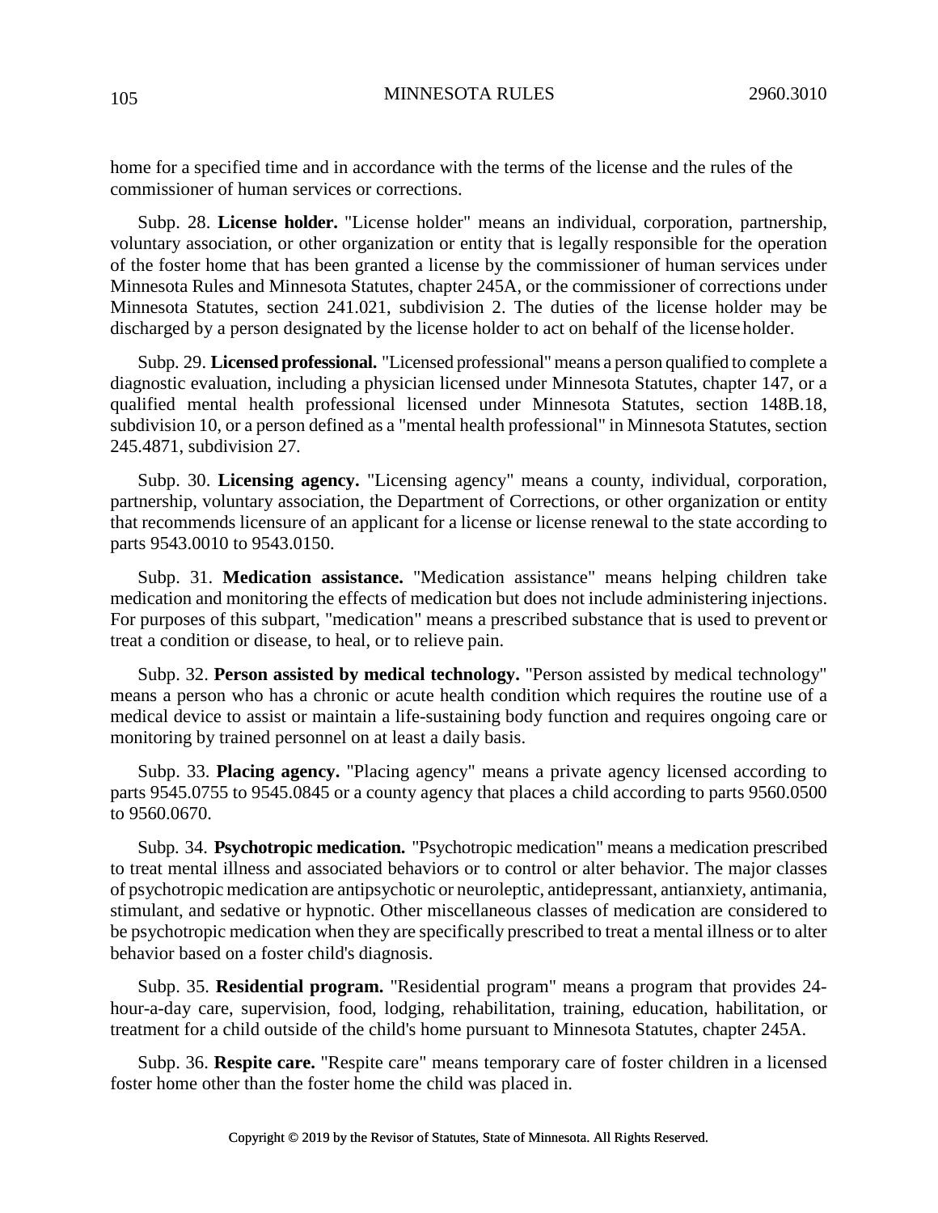home for a specified time and in accordance with the terms of the license and the rules of the commissioner of human services or corrections.

Subp. 28. **License holder.** "License holder" means an individual, corporation, partnership, voluntary association, or other organization or entity that is legally responsible for the operation of the foster home that has been granted a license by the commissioner of human services under Minnesota Rules and Minnesota Statutes, chapter 245A, or the commissioner of corrections under Minnesota Statutes, section 241.021, subdivision 2. The duties of the license holder may be discharged by a person designated by the license holder to act on behalf of the license holder.

Subp. 29. **Licensed professional.** "Licensed professional" means a person qualified to complete a diagnostic evaluation, including a physician licensed under Minnesota Statutes, chapter 147, or a qualified mental health professional licensed under Minnesota Statutes, section 148B.18, subdivision 10, or a person defined as a "mental health professional" in Minnesota Statutes, section 245.4871, subdivision 27.

Subp. 30. **Licensing agency.** "Licensing agency" means a county, individual, corporation, partnership, voluntary association, the Department of Corrections, or other organization or entity that recommends licensure of an applicant for a license or license renewal to the state according to parts 9543.0010 to 9543.0150.

Subp. 31. **Medication assistance.** "Medication assistance" means helping children take medication and monitoring the effects of medication but does not include administering injections. For purposes of this subpart, "medication" means a prescribed substance that is used to prevent or treat a condition or disease, to heal, or to relieve pain.

Subp. 32. **Person assisted by medical technology.** "Person assisted by medical technology" means a person who has a chronic or acute health condition which requires the routine use of a medical device to assist or maintain a life-sustaining body function and requires ongoing care or monitoring by trained personnel on at least a daily basis.

Subp. 33. **Placing agency.** "Placing agency" means a private agency licensed according to parts 9545.0755 to 9545.0845 or a county agency that places a child according to parts 9560.0500 to 9560.0670.

Subp. 34. **Psychotropic medication.** "Psychotropic medication" means a medication prescribed to treat mental illness and associated behaviors or to control or alter behavior. The major classes of psychotropic medication are antipsychotic or neuroleptic, antidepressant, antianxiety, antimania, stimulant, and sedative or hypnotic. Other miscellaneous classes of medication are considered to be psychotropic medication when they are specifically prescribed to treat a mental illness or to alter behavior based on a foster child's diagnosis.

Subp. 35. **Residential program.** "Residential program" means a program that provides 24-hour-a-day care, supervision, food, lodging, rehabilitation, training, education, habilitation, or treatment for a child outside of the child's home pursuant to Minnesota Statutes, chapter 245A.

Subp. 36. **Respite care.** "Respite care" means temporary care of foster children in a licensed foster home other than the foster home the child was placed in.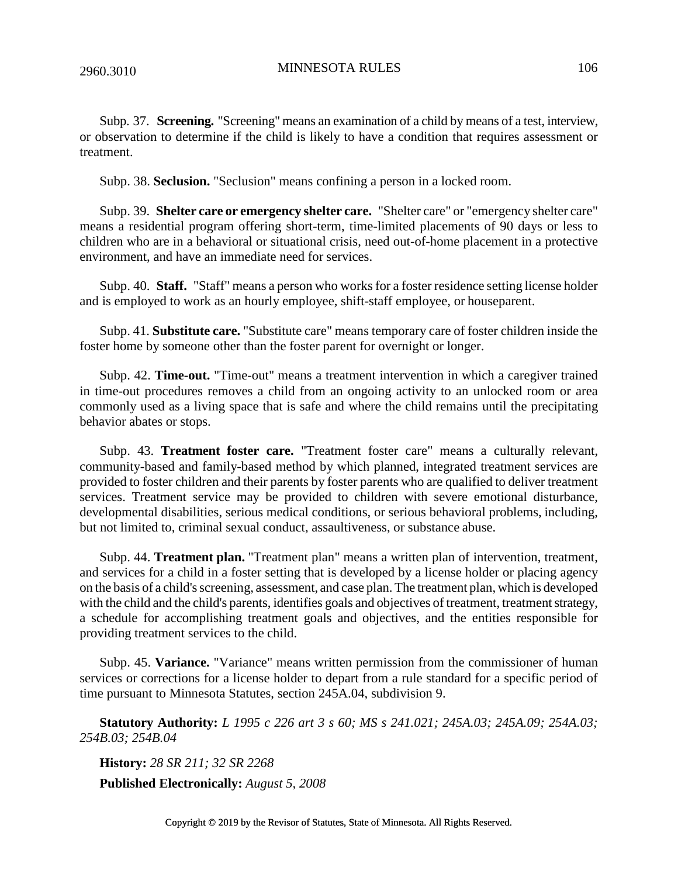Subp. 37. **Screening.** "Screening" means an examination of a child by means of a test, interview, or observation to determine if the child is likely to have a condition that requires assessment or treatment.

Subp. 38. **Seclusion.** "Seclusion" means confining a person in a locked room.

Subp. 39. **Shelter care or emergency shelter care.** "Shelter care" or "emergency shelter care" means a residential program offering short-term, time-limited placements of 90 days or less to children who are in a behavioral or situational crisis, need out-of-home placement in a protective environment, and have an immediate need for services.

Subp. 40. **Staff.** "Staff" means a person who works for a foster residence setting license holder and is employed to work as an hourly employee, shift-staff employee, or houseparent.

Subp. 41. **Substitute care.** "Substitute care" means temporary care of foster children inside the foster home by someone other than the foster parent for overnight or longer.

Subp. 42. **Time-out.** "Time-out" means a treatment intervention in which a caregiver trained in time-out procedures removes a child from an ongoing activity to an unlocked room or area commonly used as a living space that is safe and where the child remains until the precipitating behavior abates or stops.

Subp. 43. **Treatment foster care.** "Treatment foster care" means a culturally relevant, community-based and family-based method by which planned, integrated treatment services are provided to foster children and their parents by foster parents who are qualified to deliver treatment services. Treatment service may be provided to children with severe emotional disturbance, developmental disabilities, serious medical conditions, or serious behavioral problems, including, but not limited to, criminal sexual conduct, assaultiveness, or substance abuse.

Subp. 44. **Treatment plan.** "Treatment plan" means a written plan of intervention, treatment, and services for a child in a foster setting that is developed by a license holder or placing agency on the basis of a child's screening, assessment, and case plan. The treatment plan, which is developed with the child and the child's parents, identifies goals and objectives of treatment, treatment strategy, a schedule for accomplishing treatment goals and objectives, and the entities responsible for providing treatment services to the child.

Subp. 45. **Variance.** "Variance" means written permission from the commissioner of human services or corrections for a license holder to depart from a rule standard for a specific period of time pursuant to Minnesota Statutes, section 245A.04, subdivision 9.

**Statutory Authority:** *L 1995 c 226 art 3 s 60; MS s 241.021; 245A.03; 245A.09; 254A.03; 254B.03; 254B.04*

**History:** *28 SR 211; 32 SR 2268*

**Published Electronically:** *August 5, 2008*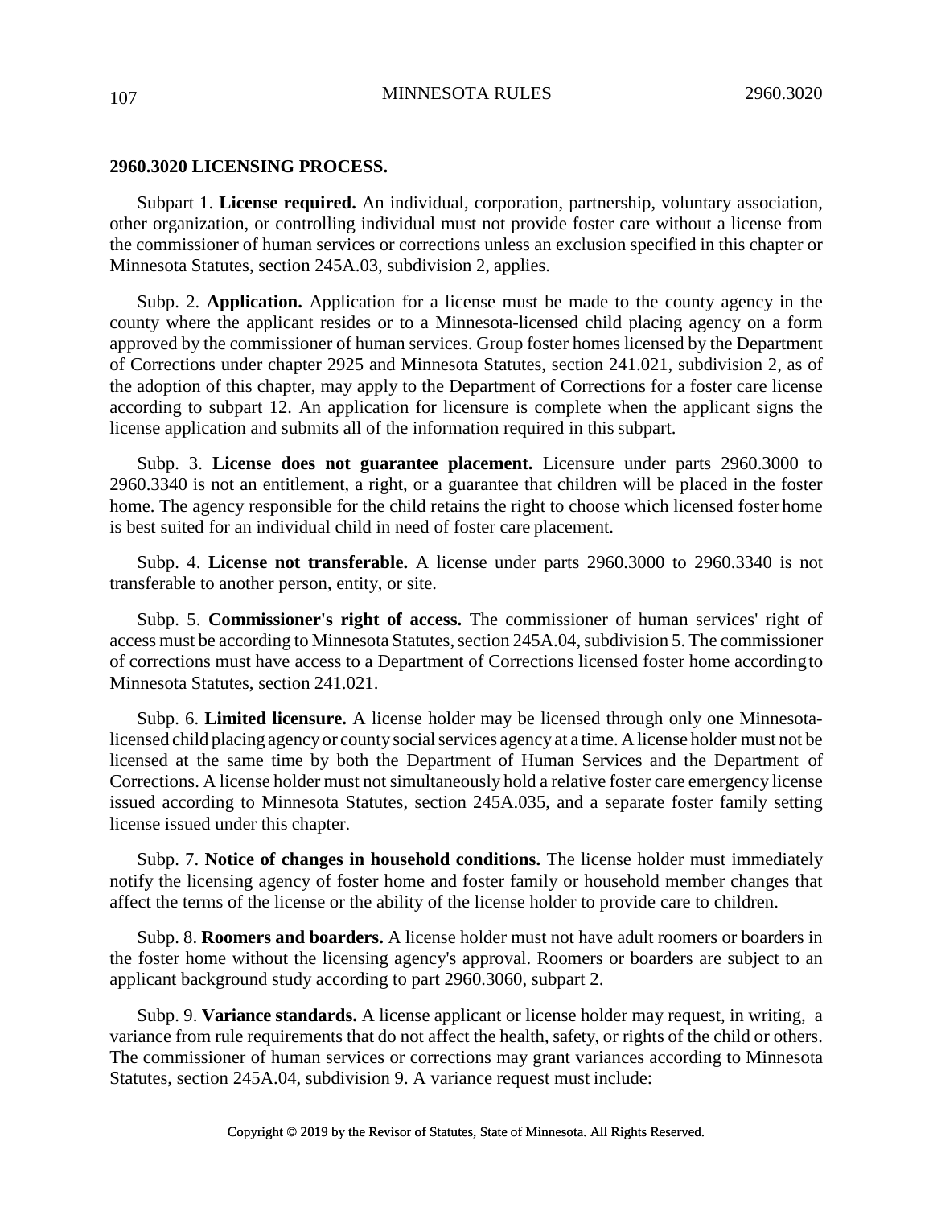**2960.3020 LICENSING PROCESS.**

Subpart 1. **License required.** An individual, corporation, partnership, voluntary association, other organization, or controlling individual must not provide foster care without a license from the commissioner of human services or corrections unless an exclusion specified in this chapter or Minnesota Statutes, section 245A.03, subdivision 2, applies.

Subp. 2. **Application.** Application for a license must be made to the county agency in the county where the applicant resides or to a Minnesota-licensed child placing agency on a form approved by the commissioner of human services. Group foster homes licensed by the Department of Corrections under chapter 2925 and Minnesota Statutes, section 241.021, subdivision 2, as of the adoption of this chapter, may apply to the Department of Corrections for a foster care license according to subpart 12. An application for licensure is complete when the applicant signs the license application and submits all of the information required in this subpart.

Subp. 3. **License does not guarantee placement.** Licensure under parts 2960.3000 to 2960.3340 is not an entitlement, a right, or a guarantee that children will be placed in the foster home. The agency responsible for the child retains the right to choose which licensed foster home is best suited for an individual child in need of foster care placement.

Subp. 4. **License not transferable.** A license under parts 2960.3000 to 2960.3340 is not transferable to another person, entity, or site.

Subp. 5. **Commissioner's right of access.** The commissioner of human services' right of access must be according to Minnesota Statutes, section 245A.04, subdivision 5. The commissioner of corrections must have access to a Department of Corrections licensed foster home according to Minnesota Statutes, section 241.021.

Subp. 6. **Limited licensure.** A license holder may be licensed through only one Minnesota-licensed child placing agency or county social services agency at a time. A license holder must not be licensed at the same time by both the Department of Human Services and the Department of Corrections. A license holder must not simultaneously hold a relative foster care emergency license issued according to Minnesota Statutes, section 245A.035, and a separate foster family setting license issued under this chapter.

Subp. 7. **Notice of changes in household conditions.** The license holder must immediately notify the licensing agency of foster home and foster family or household member changes that affect the terms of the license or the ability of the license holder to provide care to children.

Subp. 8. **Roomers and boarders.** A license holder must not have adult roomers or boarders in the foster home without the licensing agency's approval. Roomers or boarders are subject to an applicant background study according to part 2960.3060, subpart 2.

Subp. 9. **Variance standards.** A license applicant or license holder may request, in writing, a variance from rule requirements that do not affect the health, safety, or rights of the child or others. The commissioner of human services or corrections may grant variances according to Minnesota Statutes, section 245A.04, subdivision 9. A variance request must include: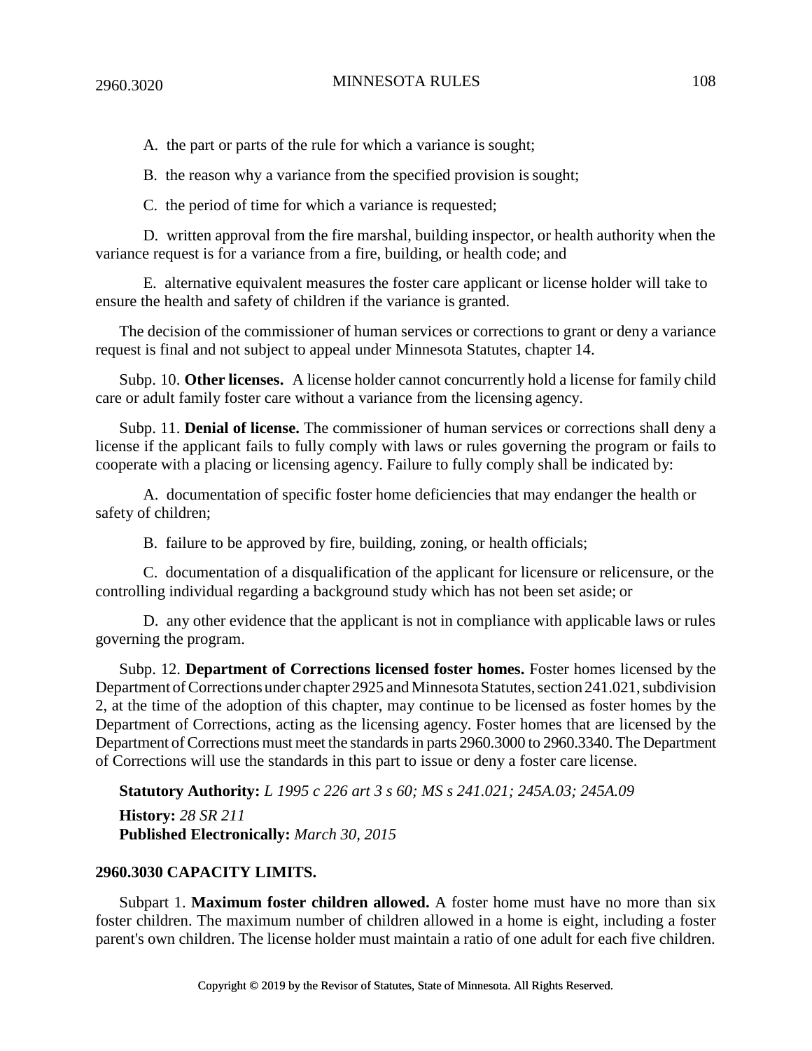A. the part or parts of the rule for which a variance is sought;

B. the reason why a variance from the specified provision is sought;

C. the period of time for which a variance is requested;

D. written approval from the fire marshal, building inspector, or health authority when the variance request is for a variance from a fire, building, or health code; and

E. alternative equivalent measures the foster care applicant or license holder will take to ensure the health and safety of children if the variance is granted.

The decision of the commissioner of human services or corrections to grant or deny a variance request is final and not subject to appeal under Minnesota Statutes, chapter 14.

Subp. 10. **Other licenses.** A license holder cannot concurrently hold a license for family child care or adult family foster care without a variance from the licensing agency.

Subp. 11. **Denial of license.** The commissioner of human services or corrections shall deny a license if the applicant fails to fully comply with laws or rules governing the program or fails to cooperate with a placing or licensing agency. Failure to fully comply shall be indicated by:

A. documentation of specific foster home deficiencies that may endanger the health or safety of children;

B. failure to be approved by fire, building, zoning, or health officials;

C. documentation of a disqualification of the applicant for licensure or relicensure, or the controlling individual regarding a background study which has not been set aside; or

D. any other evidence that the applicant is not in compliance with applicable laws or rules governing the program.

Subp. 12. **Department of Corrections licensed foster homes.** Foster homes licensed by the Department of Corrections under chapter 2925 and Minnesota Statutes, section 241.021, subdivision 2, at the time of the adoption of this chapter, may continue to be licensed as foster homes by the Department of Corrections, acting as the licensing agency. Foster homes that are licensed by the Department of Corrections must meet the standards in parts 2960.3000 to 2960.3340. The Department of Corrections will use the standards in this part to issue or deny a foster care license.

**Statutory Authority:** *L 1995 c 226 art 3 s 60; MS s 241.021; 245A.03; 245A.09*

**History:** *28 SR 211*
**Published Electronically:** *March 30, 2015*

### 2960.3030 CAPACITY LIMITS.

Subpart 1. **Maximum foster children allowed.** A foster home must have no more than six foster children. The maximum number of children allowed in a home is eight, including a foster parent's own children. The license holder must maintain a ratio of one adult for each five children.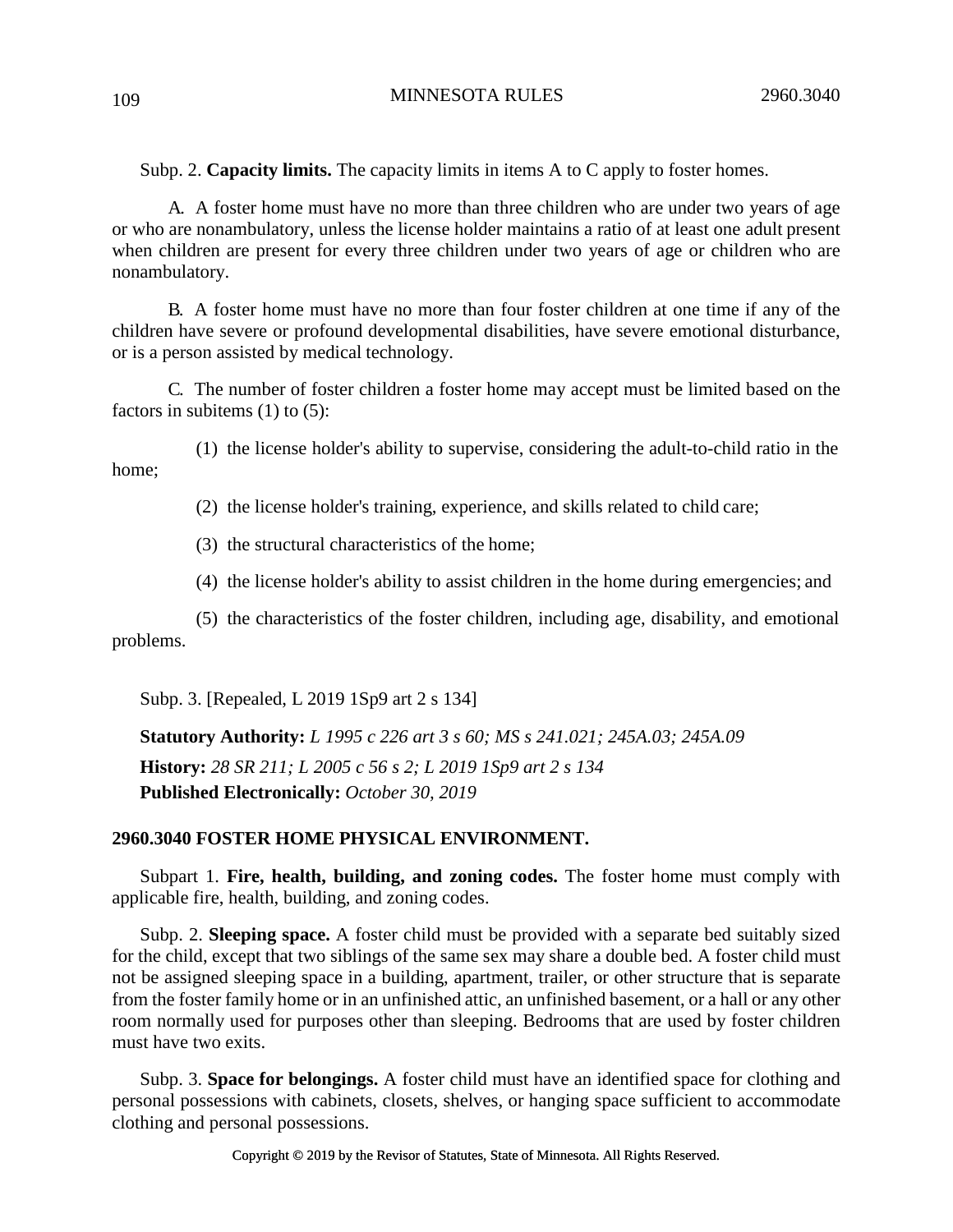Subp. 2. **Capacity limits.** The capacity limits in items A to C apply to foster homes.

A. A foster home must have no more than three children who are under two years of age or who are nonambulatory, unless the license holder maintains a ratio of at least one adult present when children are present for every three children under two years of age or children who are nonambulatory.

B. A foster home must have no more than four foster children at one time if any of the children have severe or profound developmental disabilities, have severe emotional disturbance, or is a person assisted by medical technology.

C. The number of foster children a foster home may accept must be limited based on the factors in subitems (1) to (5):

(1) the license holder's ability to supervise, considering the adult-to-child ratio in the home;

(2) the license holder's training, experience, and skills related to child care;

(3) the structural characteristics of the home;

(4) the license holder's ability to assist children in the home during emergencies; and

(5) the characteristics of the foster children, including age, disability, and emotional problems.

Subp. 3. [Repealed, L 2019 1Sp9 art 2 s 134]

**Statutory Authority:** *L 1995 c 226 art 3 s 60; MS s 241.021; 245A.03; 245A.09*

**History:** *28 SR 211; L 2005 c 56 s 2; L 2019 1Sp9 art 2 s 134*

**Published Electronically:** *October 30, 2019*

## 2960.3040 FOSTER HOME PHYSICAL ENVIRONMENT.

Subpart 1. **Fire, health, building, and zoning codes.** The foster home must comply with applicable fire, health, building, and zoning codes.

Subp. 2. **Sleeping space.** A foster child must be provided with a separate bed suitably sized for the child, except that two siblings of the same sex may share a double bed. A foster child must not be assigned sleeping space in a building, apartment, trailer, or other structure that is separate from the foster family home or in an unfinished attic, an unfinished basement, or a hall or any other room normally used for purposes other than sleeping. Bedrooms that are used by foster children must have two exits.

Subp. 3. **Space for belongings.** A foster child must have an identified space for clothing and personal possessions with cabinets, closets, shelves, or hanging space sufficient to accommodate clothing and personal possessions.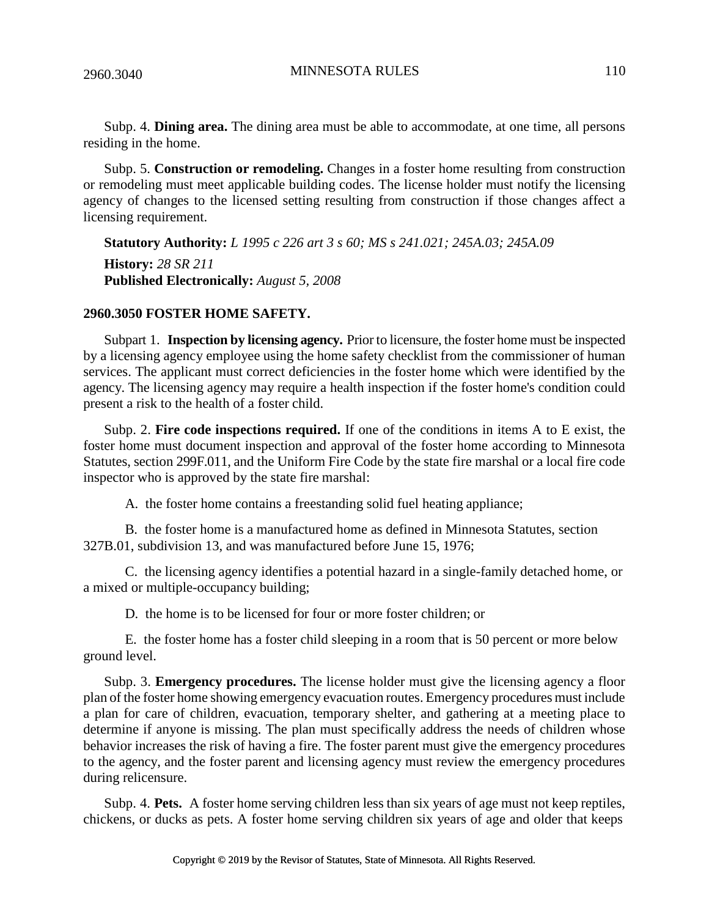Subp. 4. **Dining area.** The dining area must be able to accommodate, at one time, all persons residing in the home.

Subp. 5. **Construction or remodeling.** Changes in a foster home resulting from construction or remodeling must meet applicable building codes. The license holder must notify the licensing agency of changes to the licensed setting resulting from construction if those changes affect a licensing requirement.

**Statutory Authority:** *L 1995 c 226 art 3 s 60; MS s 241.021; 245A.03; 245A.09*

**History:** *28 SR 211*
**Published Electronically:** *August 5, 2008*

**2960.3050 FOSTER HOME SAFETY.**

Subpart 1. **Inspection by licensing agency.** Prior to licensure, the foster home must be inspected by a licensing agency employee using the home safety checklist from the commissioner of human services. The applicant must correct deficiencies in the foster home which were identified by the agency. The licensing agency may require a health inspection if the foster home's condition could present a risk to the health of a foster child.

Subp. 2. **Fire code inspections required.** If one of the conditions in items A to E exist, the foster home must document inspection and approval of the foster home according to Minnesota Statutes, section 299F.011, and the Uniform Fire Code by the state fire marshal or a local fire code inspector who is approved by the state fire marshal:

A. the foster home contains a freestanding solid fuel heating appliance;

B. the foster home is a manufactured home as defined in Minnesota Statutes, section 327B.01, subdivision 13, and was manufactured before June 15, 1976;

C. the licensing agency identifies a potential hazard in a single-family detached home, or a mixed or multiple-occupancy building;

D. the home is to be licensed for four or more foster children; or

E. the foster home has a foster child sleeping in a room that is 50 percent or more below ground level.

Subp. 3. **Emergency procedures.** The license holder must give the licensing agency a floor plan of the foster home showing emergency evacuation routes. Emergency procedures must include a plan for care of children, evacuation, temporary shelter, and gathering at a meeting place to determine if anyone is missing. The plan must specifically address the needs of children whose behavior increases the risk of having a fire. The foster parent must give the emergency procedures to the agency, and the foster parent and licensing agency must review the emergency procedures during relicensure.

Subp. 4. **Pets.** A foster home serving children less than six years of age must not keep reptiles, chickens, or ducks as pets. A foster home serving children six years of age and older that keeps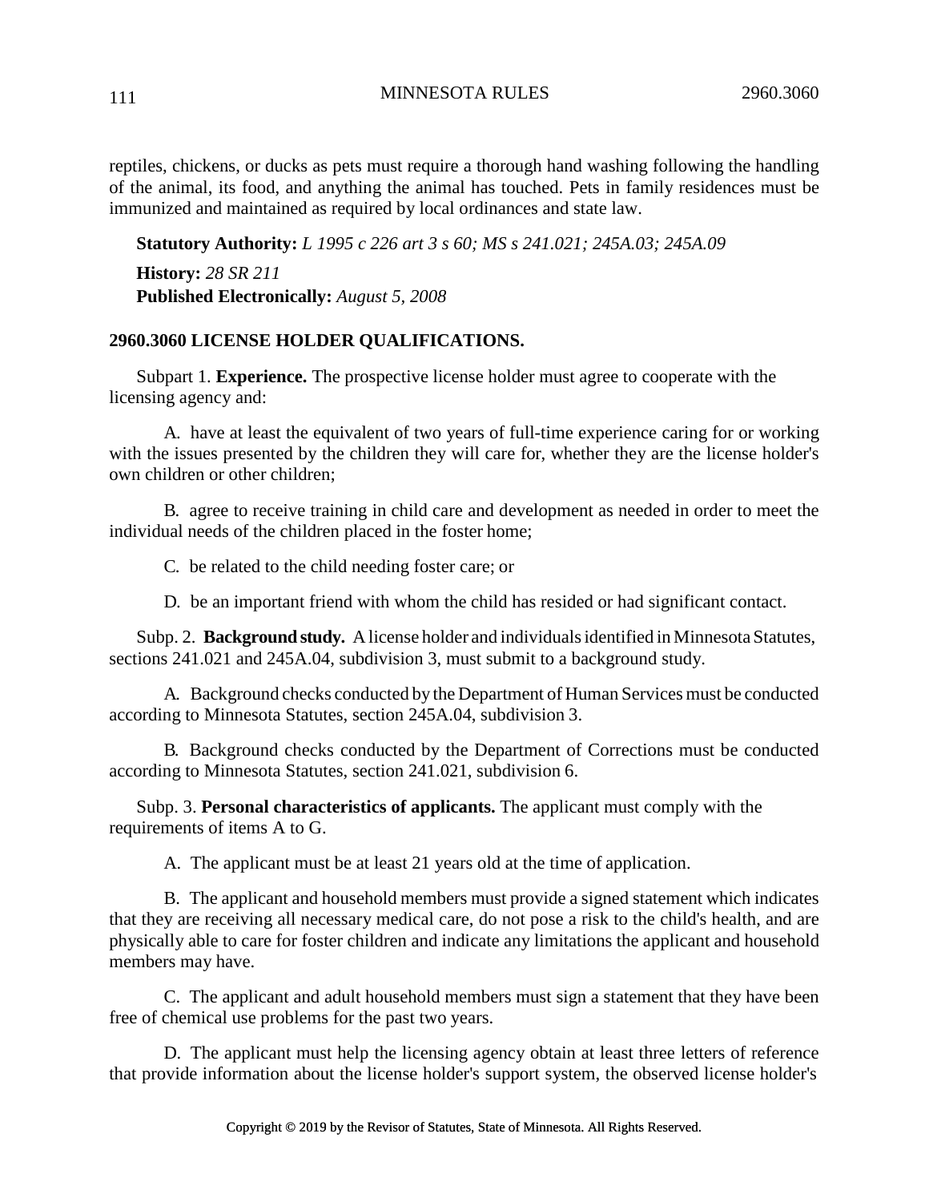reptiles, chickens, or ducks as pets must require a thorough hand washing following the handling of the animal, its food, and anything the animal has touched. Pets in family residences must be immunized and maintained as required by local ordinances and state law.

**Statutory Authority:** *L 1995 c 226 art 3 s 60; MS s 241.021; 245A.03; 245A.09*

**History:** *28 SR 211*

**Published Electronically:** *August 5, 2008*

## 2960.3060 LICENSE HOLDER QUALIFICATIONS.

Subpart 1. **Experience.** The prospective license holder must agree to cooperate with the licensing agency and:

A. have at least the equivalent of two years of full-time experience caring for or working with the issues presented by the children they will care for, whether they are the license holder's own children or other children;

B. agree to receive training in child care and development as needed in order to meet the individual needs of the children placed in the foster home;

C. be related to the child needing foster care; or

D. be an important friend with whom the child has resided or had significant contact.

Subp. 2. **Background study.** A license holder and individuals identified in Minnesota Statutes, sections 241.021 and 245A.04, subdivision 3, must submit to a background study.

A. Background checks conducted by the Department of Human Services must be conducted according to Minnesota Statutes, section 245A.04, subdivision 3.

B. Background checks conducted by the Department of Corrections must be conducted according to Minnesota Statutes, section 241.021, subdivision 6.

Subp. 3. **Personal characteristics of applicants.** The applicant must comply with the requirements of items A to G.

A. The applicant must be at least 21 years old at the time of application.

B. The applicant and household members must provide a signed statement which indicates that they are receiving all necessary medical care, do not pose a risk to the child's health, and are physically able to care for foster children and indicate any limitations the applicant and household members may have.

C. The applicant and adult household members must sign a statement that they have been free of chemical use problems for the past two years.

D. The applicant must help the licensing agency obtain at least three letters of reference that provide information about the license holder's support system, the observed license holder's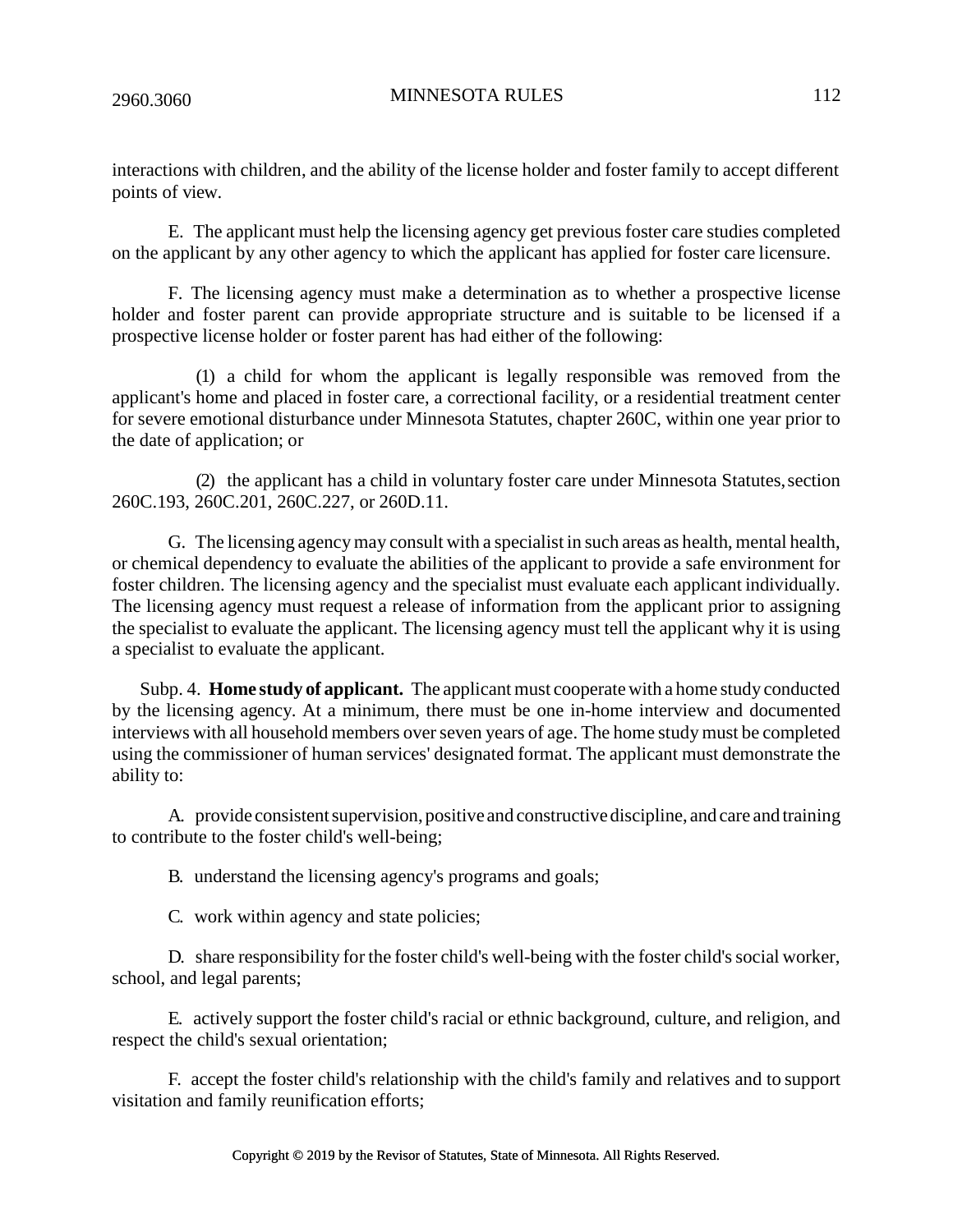interactions with children, and the ability of the license holder and foster family to accept different points of view.

E. The applicant must help the licensing agency get previous foster care studies completed on the applicant by any other agency to which the applicant has applied for foster care licensure.

F. The licensing agency must make a determination as to whether a prospective license holder and foster parent can provide appropriate structure and is suitable to be licensed if a prospective license holder or foster parent has had either of the following:

(1) a child for whom the applicant is legally responsible was removed from the applicant's home and placed in foster care, a correctional facility, or a residential treatment center for severe emotional disturbance under Minnesota Statutes, chapter 260C, within one year prior to the date of application; or

(2) the applicant has a child in voluntary foster care under Minnesota Statutes, section 260C.193, 260C.201, 260C.227, or 260D.11.

G. The licensing agency may consult with a specialist in such areas as health, mental health, or chemical dependency to evaluate the abilities of the applicant to provide a safe environment for foster children. The licensing agency and the specialist must evaluate each applicant individually. The licensing agency must request a release of information from the applicant prior to assigning the specialist to evaluate the applicant. The licensing agency must tell the applicant why it is using a specialist to evaluate the applicant.

Subp. 4. **Home study of applicant.** The applicant must cooperate with a home study conducted by the licensing agency. At a minimum, there must be one in-home interview and documented interviews with all household members over seven years of age. The home study must be completed using the commissioner of human services' designated format. The applicant must demonstrate the ability to:

A. provide consistent supervision, positive and constructive discipline, and care and training to contribute to the foster child's well-being;

B. understand the licensing agency's programs and goals;

C. work within agency and state policies;

D. share responsibility for the foster child's well-being with the foster child's social worker, school, and legal parents;

E. actively support the foster child's racial or ethnic background, culture, and religion, and respect the child's sexual orientation;

F. accept the foster child's relationship with the child's family and relatives and to support visitation and family reunification efforts;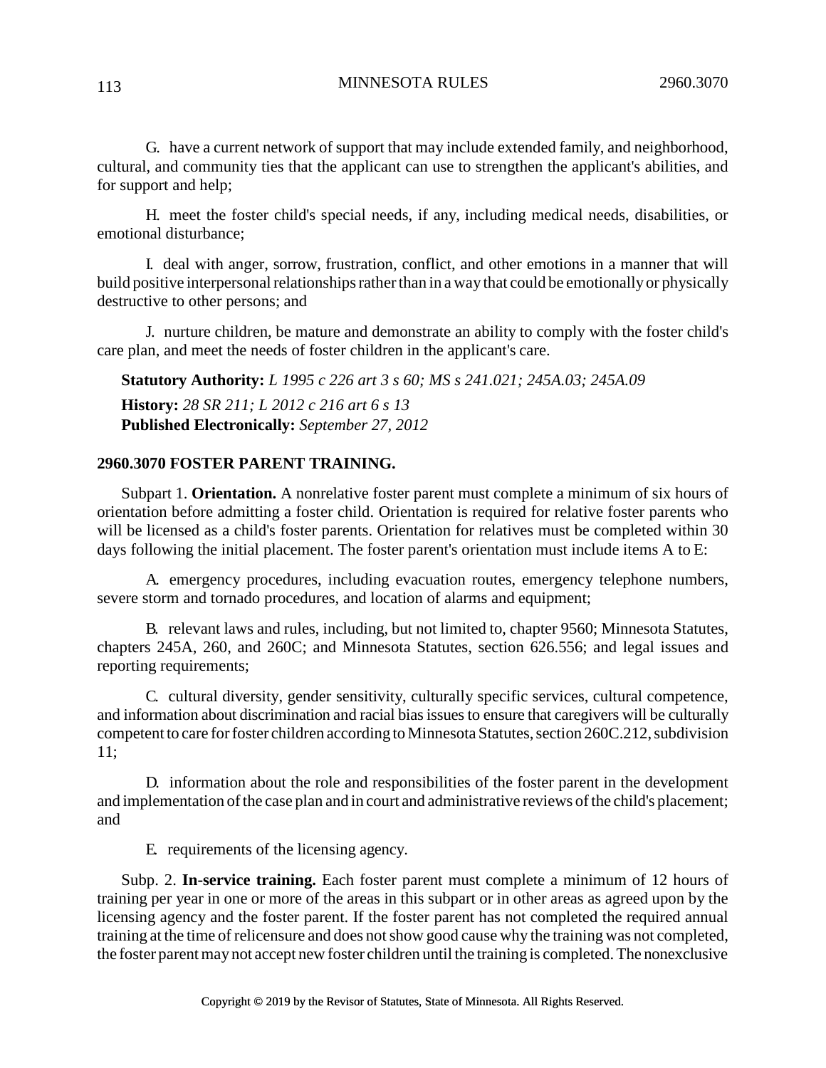G. have a current network of support that may include extended family, and neighborhood, cultural, and community ties that the applicant can use to strengthen the applicant's abilities, and for support and help;

H. meet the foster child's special needs, if any, including medical needs, disabilities, or emotional disturbance;

I. deal with anger, sorrow, frustration, conflict, and other emotions in a manner that will build positive interpersonal relationships rather than in a way that could be emotionally or physically destructive to other persons; and

J. nurture children, be mature and demonstrate an ability to comply with the foster child's care plan, and meet the needs of foster children in the applicant's care.

**Statutory Authority:** *L 1995 c 226 art 3 s 60; MS s 241.021; 245A.03; 245A.09*

**History:** *28 SR 211; L 2012 c 216 art 6 s 13*
**Published Electronically:** *September 27, 2012*

## 2960.3070 FOSTER PARENT TRAINING.

Subpart 1. **Orientation.** A nonrelative foster parent must complete a minimum of six hours of orientation before admitting a foster child. Orientation is required for relative foster parents who will be licensed as a child's foster parents. Orientation for relatives must be completed within 30 days following the initial placement. The foster parent's orientation must include items A to E:

A. emergency procedures, including evacuation routes, emergency telephone numbers, severe storm and tornado procedures, and location of alarms and equipment;

B. relevant laws and rules, including, but not limited to, chapter 9560; Minnesota Statutes, chapters 245A, 260, and 260C; and Minnesota Statutes, section 626.556; and legal issues and reporting requirements;

C. cultural diversity, gender sensitivity, culturally specific services, cultural competence, and information about discrimination and racial bias issues to ensure that caregivers will be culturally competent to care for foster children according to Minnesota Statutes, section 260C.212, subdivision 11;

D. information about the role and responsibilities of the foster parent in the development and implementation of the case plan and in court and administrative reviews of the child's placement; and

E. requirements of the licensing agency.

Subp. 2. **In-service training.** Each foster parent must complete a minimum of 12 hours of training per year in one or more of the areas in this subpart or in other areas as agreed upon by the licensing agency and the foster parent. If the foster parent has not completed the required annual training at the time of relicensure and does not show good cause why the training was not completed, the foster parent may not accept new foster children until the training is completed. The nonexclusive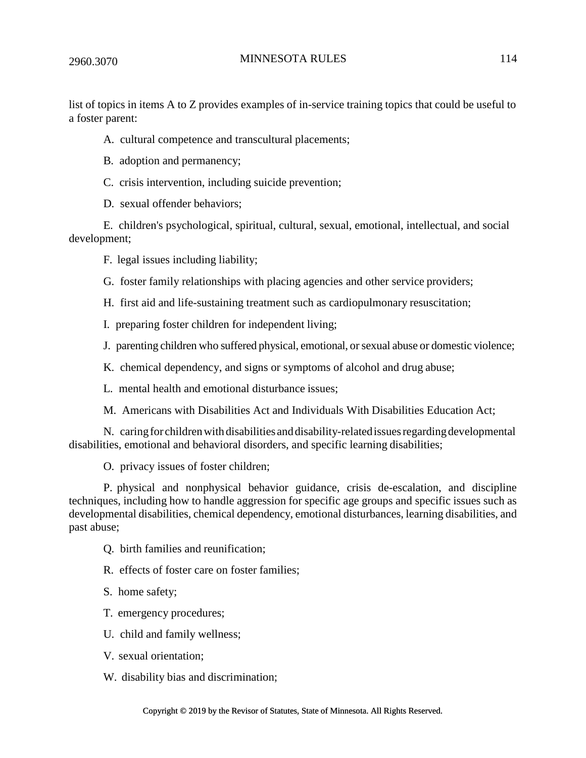list of topics in items A to Z provides examples of in-service training topics that could be useful to a foster parent:

A. cultural competence and transcultural placements;

B. adoption and permanency;

C. crisis intervention, including suicide prevention;

D. sexual offender behaviors;

E. children's psychological, spiritual, cultural, sexual, emotional, intellectual, and social development;

F. legal issues including liability;

G. foster family relationships with placing agencies and other service providers;

H. first aid and life-sustaining treatment such as cardiopulmonary resuscitation;

I. preparing foster children for independent living;

J. parenting children who suffered physical, emotional, or sexual abuse or domestic violence;

K. chemical dependency, and signs or symptoms of alcohol and drug abuse;

L. mental health and emotional disturbance issues;

M. Americans with Disabilities Act and Individuals With Disabilities Education Act;

N. caring for children with disabilities and disability-related issues regarding developmental disabilities, emotional and behavioral disorders, and specific learning disabilities;

O. privacy issues of foster children;

P. physical and nonphysical behavior guidance, crisis de-escalation, and discipline techniques, including how to handle aggression for specific age groups and specific issues such as developmental disabilities, chemical dependency, emotional disturbances, learning disabilities, and past abuse;

Q. birth families and reunification;

R. effects of foster care on foster families;

S. home safety;

T. emergency procedures;

U. child and family wellness;

V. sexual orientation;

W. disability bias and discrimination;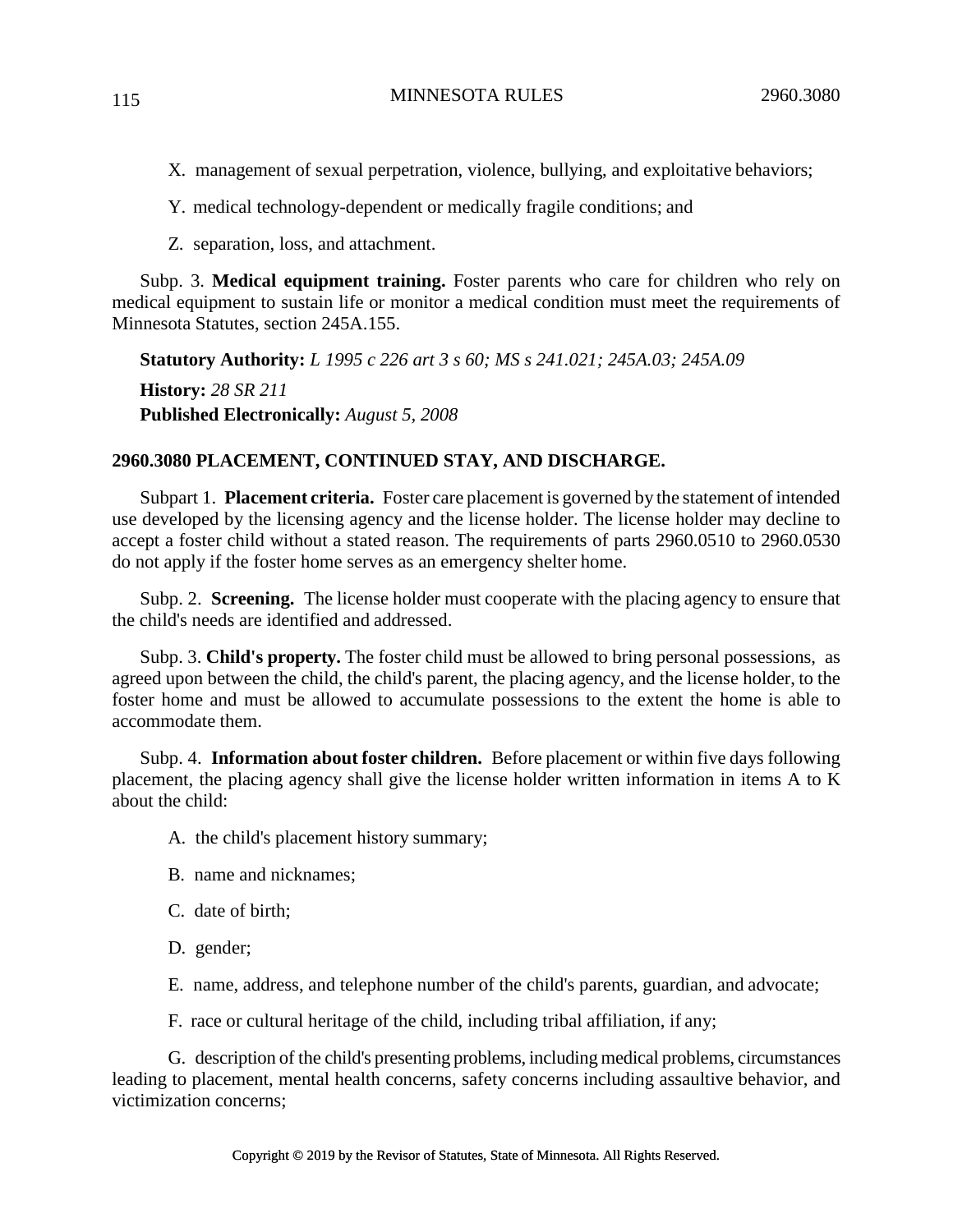X. management of sexual perpetration, violence, bullying, and exploitative behaviors;

Y. medical technology-dependent or medically fragile conditions; and

Z. separation, loss, and attachment.

Subp. 3. **Medical equipment training.** Foster parents who care for children who rely on medical equipment to sustain life or monitor a medical condition must meet the requirements of Minnesota Statutes, section 245A.155.

**Statutory Authority:** *L 1995 c 226 art 3 s 60; MS s 241.021; 245A.03; 245A.09*

**History:** *28 SR 211*
**Published Electronically:** *August 5, 2008*

## 2960.3080 PLACEMENT, CONTINUED STAY, AND DISCHARGE.

Subpart 1. **Placement criteria.** Foster care placement is governed by the statement of intended use developed by the licensing agency and the license holder. The license holder may decline to accept a foster child without a stated reason. The requirements of parts 2960.0510 to 2960.0530 do not apply if the foster home serves as an emergency shelter home.

Subp. 2. **Screening.** The license holder must cooperate with the placing agency to ensure that the child's needs are identified and addressed.

Subp. 3. **Child's property.** The foster child must be allowed to bring personal possessions, as agreed upon between the child, the child's parent, the placing agency, and the license holder, to the foster home and must be allowed to accumulate possessions to the extent the home is able to accommodate them.

Subp. 4. **Information about foster children.** Before placement or within five days following placement, the placing agency shall give the license holder written information in items A to K about the child:

A. the child's placement history summary;

B. name and nicknames;

C. date of birth;

D. gender;

E. name, address, and telephone number of the child's parents, guardian, and advocate;

F. race or cultural heritage of the child, including tribal affiliation, if any;

G. description of the child's presenting problems, including medical problems, circumstances leading to placement, mental health concerns, safety concerns including assaultive behavior, and victimization concerns;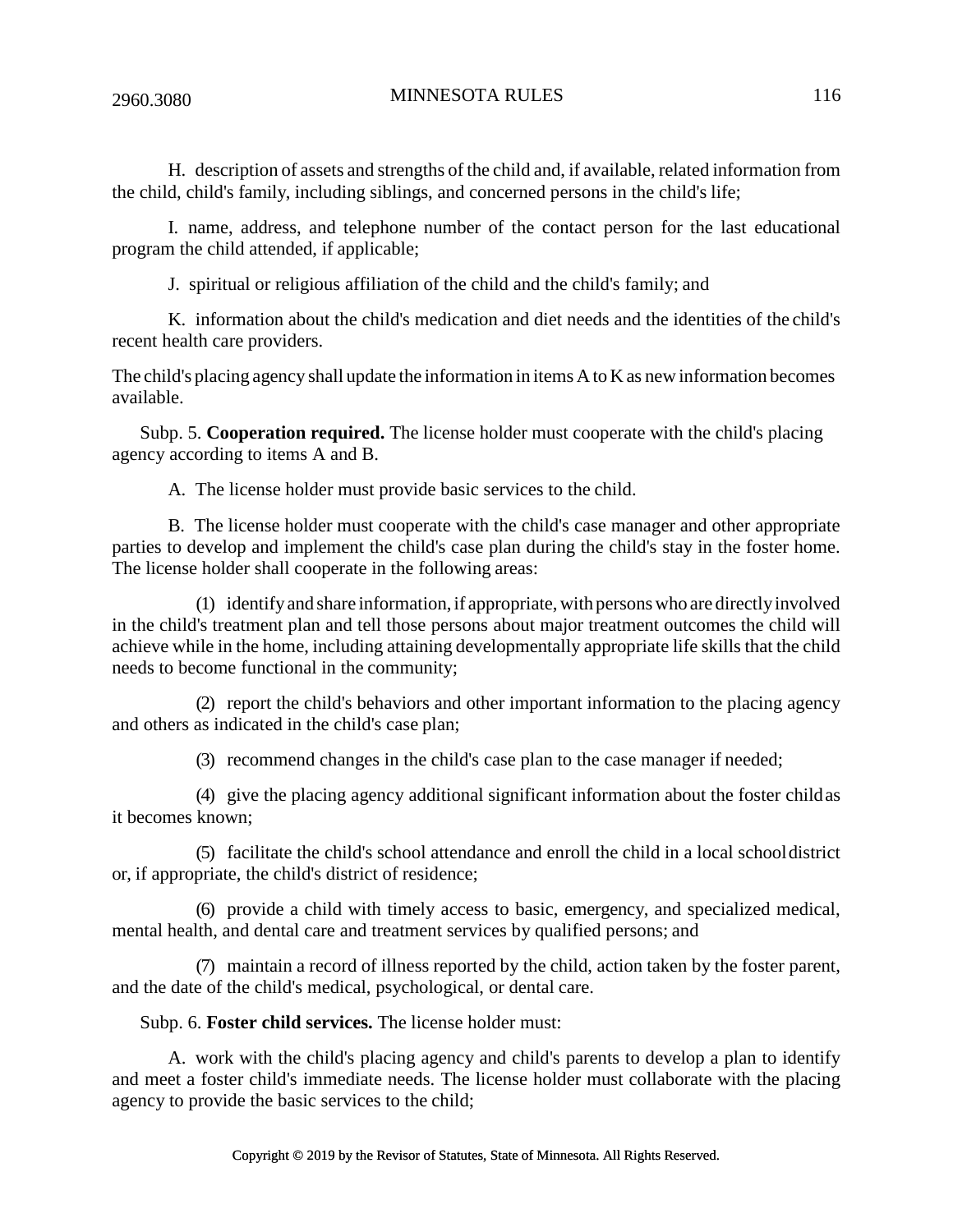H. description of assets and strengths of the child and, if available, related information from the child, child's family, including siblings, and concerned persons in the child's life;

I. name, address, and telephone number of the contact person for the last educational program the child attended, if applicable;

J. spiritual or religious affiliation of the child and the child's family; and

K. information about the child's medication and diet needs and the identities of the child's recent health care providers.

The child's placing agency shall update the information in items A to K as new information becomes available.

Subp. 5. **Cooperation required.** The license holder must cooperate with the child's placing agency according to items A and B.

A. The license holder must provide basic services to the child.

B. The license holder must cooperate with the child's case manager and other appropriate parties to develop and implement the child's case plan during the child's stay in the foster home. The license holder shall cooperate in the following areas:

(1) identify and share information, if appropriate, with persons who are directly involved in the child's treatment plan and tell those persons about major treatment outcomes the child will achieve while in the home, including attaining developmentally appropriate life skills that the child needs to become functional in the community;

(2) report the child's behaviors and other important information to the placing agency and others as indicated in the child's case plan;

(3) recommend changes in the child's case plan to the case manager if needed;

(4) give the placing agency additional significant information about the foster child as it becomes known;

(5) facilitate the child's school attendance and enroll the child in a local school district or, if appropriate, the child's district of residence;

(6) provide a child with timely access to basic, emergency, and specialized medical, mental health, and dental care and treatment services by qualified persons; and

(7) maintain a record of illness reported by the child, action taken by the foster parent, and the date of the child's medical, psychological, or dental care.

Subp. 6. **Foster child services.** The license holder must:

A. work with the child's placing agency and child's parents to develop a plan to identify and meet a foster child's immediate needs. The license holder must collaborate with the placing agency to provide the basic services to the child;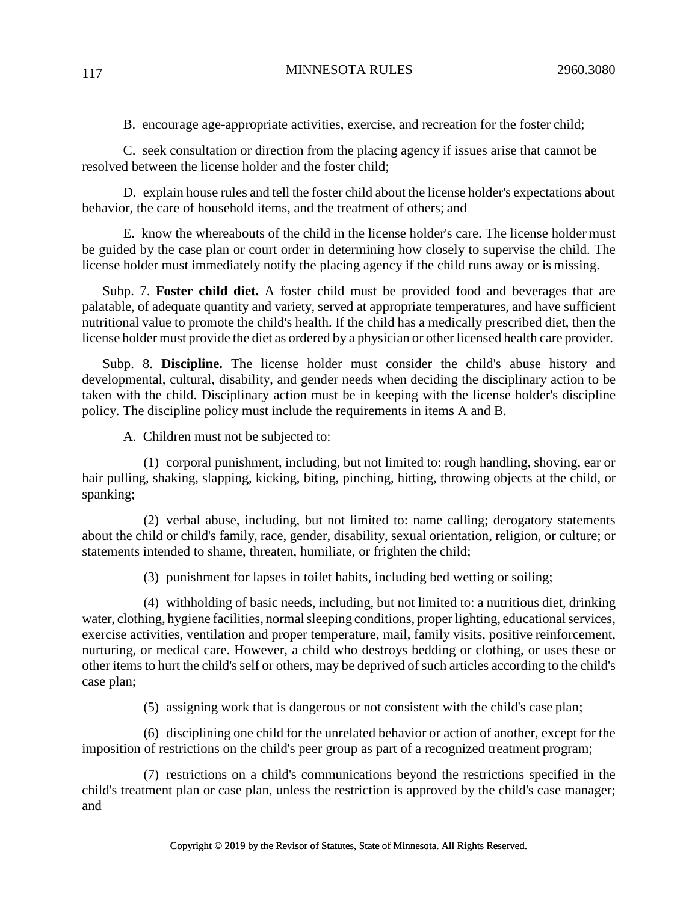B. encourage age-appropriate activities, exercise, and recreation for the foster child;

C. seek consultation or direction from the placing agency if issues arise that cannot be resolved between the license holder and the foster child;

D. explain house rules and tell the foster child about the license holder's expectations about behavior, the care of household items, and the treatment of others; and

E. know the whereabouts of the child in the license holder's care. The license holder must be guided by the case plan or court order in determining how closely to supervise the child. The license holder must immediately notify the placing agency if the child runs away or is missing.

Subp. 7. **Foster child diet.** A foster child must be provided food and beverages that are palatable, of adequate quantity and variety, served at appropriate temperatures, and have sufficient nutritional value to promote the child's health. If the child has a medically prescribed diet, then the license holder must provide the diet as ordered by a physician or other licensed health care provider.

Subp. 8. **Discipline.** The license holder must consider the child's abuse history and developmental, cultural, disability, and gender needs when deciding the disciplinary action to be taken with the child. Disciplinary action must be in keeping with the license holder's discipline policy. The discipline policy must include the requirements in items A and B.

A. Children must not be subjected to:

(1) corporal punishment, including, but not limited to: rough handling, shoving, ear or hair pulling, shaking, slapping, kicking, biting, pinching, hitting, throwing objects at the child, or spanking;

(2) verbal abuse, including, but not limited to: name calling; derogatory statements about the child or child's family, race, gender, disability, sexual orientation, religion, or culture; or statements intended to shame, threaten, humiliate, or frighten the child;

(3) punishment for lapses in toilet habits, including bed wetting or soiling;

(4) withholding of basic needs, including, but not limited to: a nutritious diet, drinking water, clothing, hygiene facilities, normal sleeping conditions, proper lighting, educational services, exercise activities, ventilation and proper temperature, mail, family visits, positive reinforcement, nurturing, or medical care. However, a child who destroys bedding or clothing, or uses these or other items to hurt the child's self or others, may be deprived of such articles according to the child's case plan;

(5) assigning work that is dangerous or not consistent with the child's case plan;

(6) disciplining one child for the unrelated behavior or action of another, except for the imposition of restrictions on the child's peer group as part of a recognized treatment program;

(7) restrictions on a child's communications beyond the restrictions specified in the child's treatment plan or case plan, unless the restriction is approved by the child's case manager; and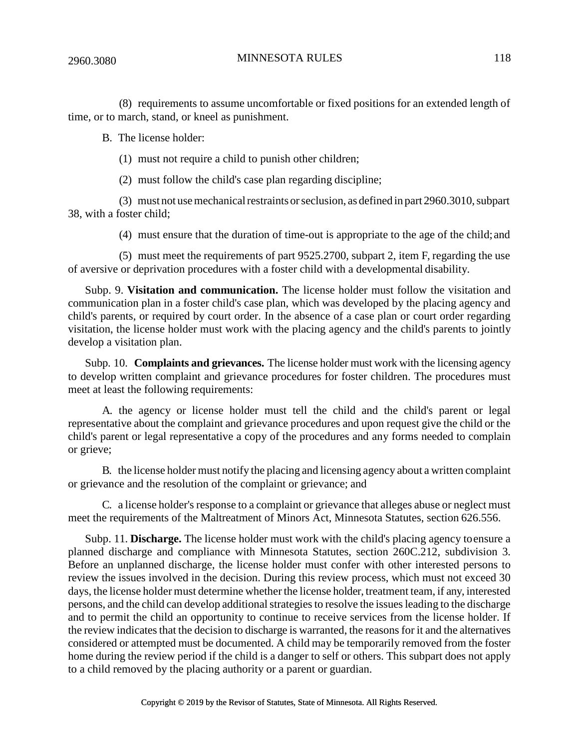(8) requirements to assume uncomfortable or fixed positions for an extended length of time, or to march, stand, or kneel as punishment.

B. The license holder:

(1) must not require a child to punish other children;

(2) must follow the child's case plan regarding discipline;

(3) must not use mechanical restraints or seclusion, as defined in part 2960.3010, subpart 38, with a foster child;

(4) must ensure that the duration of time-out is appropriate to the age of the child; and

(5) must meet the requirements of part 9525.2700, subpart 2, item F, regarding the use of aversive or deprivation procedures with a foster child with a developmental disability.

Subp. 9. **Visitation and communication.** The license holder must follow the visitation and communication plan in a foster child's case plan, which was developed by the placing agency and child's parents, or required by court order. In the absence of a case plan or court order regarding visitation, the license holder must work with the placing agency and the child's parents to jointly develop a visitation plan.

Subp. 10. **Complaints and grievances.** The license holder must work with the licensing agency to develop written complaint and grievance procedures for foster children. The procedures must meet at least the following requirements:

A. the agency or license holder must tell the child and the child's parent or legal representative about the complaint and grievance procedures and upon request give the child or the child's parent or legal representative a copy of the procedures and any forms needed to complain or grieve;

B. the license holder must notify the placing and licensing agency about a written complaint or grievance and the resolution of the complaint or grievance; and

C. a license holder's response to a complaint or grievance that alleges abuse or neglect must meet the requirements of the Maltreatment of Minors Act, Minnesota Statutes, section 626.556.

Subp. 11. **Discharge.** The license holder must work with the child's placing agency to ensure a planned discharge and compliance with Minnesota Statutes, section 260C.212, subdivision 3. Before an unplanned discharge, the license holder must confer with other interested persons to review the issues involved in the decision. During this review process, which must not exceed 30 days, the license holder must determine whether the license holder, treatment team, if any, interested persons, and the child can develop additional strategies to resolve the issues leading to the discharge and to permit the child an opportunity to continue to receive services from the license holder. If the review indicates that the decision to discharge is warranted, the reasons for it and the alternatives considered or attempted must be documented. A child may be temporarily removed from the foster home during the review period if the child is a danger to self or others. This subpart does not apply to a child removed by the placing authority or a parent or guardian.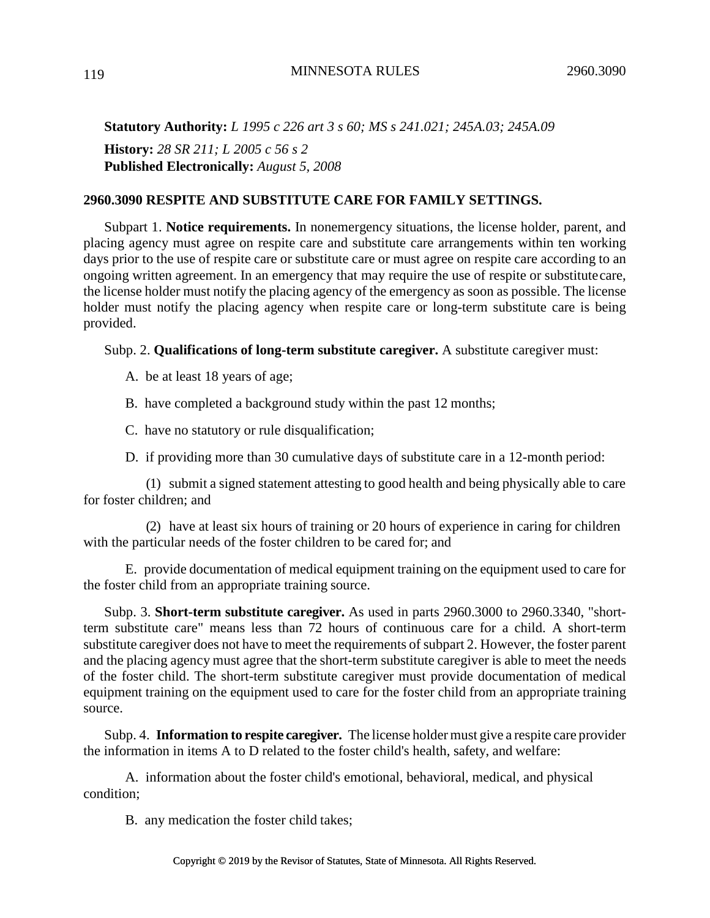**Statutory Authority:** *L 1995 c 226 art 3 s 60; MS s 241.021; 245A.03; 245A.09*

**History:** *28 SR 211; L 2005 c 56 s 2*
**Published Electronically:** *August 5, 2008*

**2960.3090 RESPITE AND SUBSTITUTE CARE FOR FAMILY SETTINGS.**

Subpart 1. **Notice requirements.** In nonemergency situations, the license holder, parent, and placing agency must agree on respite care and substitute care arrangements within ten working days prior to the use of respite care or substitute care or must agree on respite care according to an ongoing written agreement. In an emergency that may require the use of respite or substitute care, the license holder must notify the placing agency of the emergency as soon as possible. The license holder must notify the placing agency when respite care or long-term substitute care is being provided.

Subp. 2. **Qualifications of long-term substitute caregiver.** A substitute caregiver must:

A. be at least 18 years of age;

B. have completed a background study within the past 12 months;

C. have no statutory or rule disqualification;

D. if providing more than 30 cumulative days of substitute care in a 12-month period:

(1) submit a signed statement attesting to good health and being physically able to care for foster children; and

(2) have at least six hours of training or 20 hours of experience in caring for children with the particular needs of the foster children to be cared for; and

E. provide documentation of medical equipment training on the equipment used to care for the foster child from an appropriate training source.

Subp. 3. **Short-term substitute caregiver.** As used in parts 2960.3000 to 2960.3340, "short-term substitute care" means less than 72 hours of continuous care for a child. A short-term substitute caregiver does not have to meet the requirements of subpart 2. However, the foster parent and the placing agency must agree that the short-term substitute caregiver is able to meet the needs of the foster child. The short-term substitute caregiver must provide documentation of medical equipment training on the equipment used to care for the foster child from an appropriate training source.

Subp. 4. **Information to respite caregiver.** The license holder must give a respite care provider the information in items A to D related to the foster child's health, safety, and welfare:

A. information about the foster child's emotional, behavioral, medical, and physical condition;

B. any medication the foster child takes;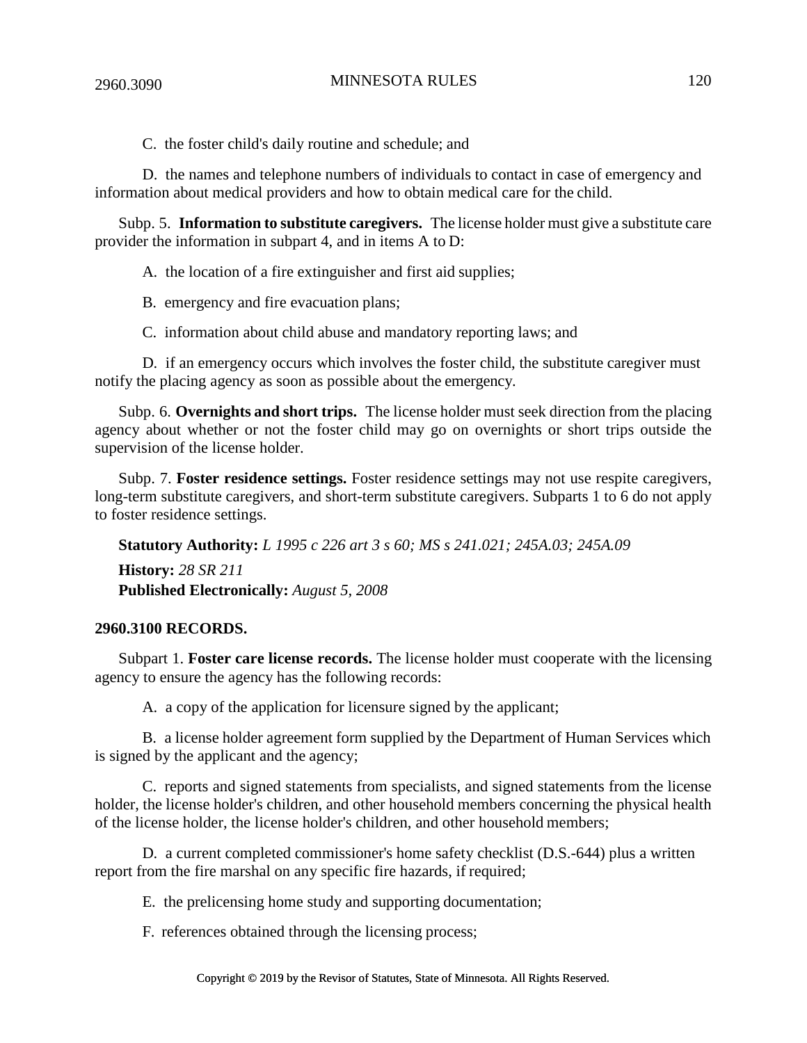C. the foster child's daily routine and schedule; and

D. the names and telephone numbers of individuals to contact in case of emergency and information about medical providers and how to obtain medical care for the child.

Subp. 5. **Information to substitute caregivers.** The license holder must give a substitute care provider the information in subpart 4, and in items A to D:

A. the location of a fire extinguisher and first aid supplies;

B. emergency and fire evacuation plans;

C. information about child abuse and mandatory reporting laws; and

D. if an emergency occurs which involves the foster child, the substitute caregiver must notify the placing agency as soon as possible about the emergency.

Subp. 6. **Overnights and short trips.** The license holder must seek direction from the placing agency about whether or not the foster child may go on overnights or short trips outside the supervision of the license holder.

Subp. 7. **Foster residence settings.** Foster residence settings may not use respite caregivers, long-term substitute caregivers, and short-term substitute caregivers. Subparts 1 to 6 do not apply to foster residence settings.

**Statutory Authority:** *L 1995 c 226 art 3 s 60; MS s 241.021; 245A.03; 245A.09*

**History:** *28 SR 211*
**Published Electronically:** *August 5, 2008*

### 2960.3100 RECORDS.

Subpart 1. **Foster care license records.** The license holder must cooperate with the licensing agency to ensure the agency has the following records:

A. a copy of the application for licensure signed by the applicant;

B. a license holder agreement form supplied by the Department of Human Services which is signed by the applicant and the agency;

C. reports and signed statements from specialists, and signed statements from the license holder, the license holder's children, and other household members concerning the physical health of the license holder, the license holder's children, and other household members;

D. a current completed commissioner's home safety checklist (D.S.-644) plus a written report from the fire marshal on any specific fire hazards, if required;

E. the prelicensing home study and supporting documentation;

F. references obtained through the licensing process;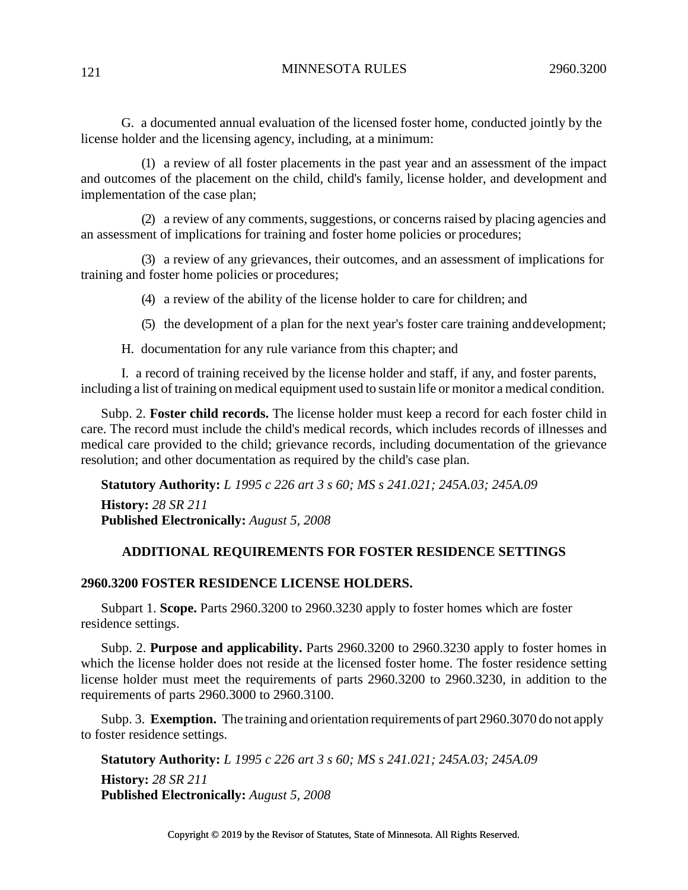G. a documented annual evaluation of the licensed foster home, conducted jointly by the license holder and the licensing agency, including, at a minimum:

(1) a review of all foster placements in the past year and an assessment of the impact and outcomes of the placement on the child, child's family, license holder, and development and implementation of the case plan;

(2) a review of any comments, suggestions, or concerns raised by placing agencies and an assessment of implications for training and foster home policies or procedures;

(3) a review of any grievances, their outcomes, and an assessment of implications for training and foster home policies or procedures;

(4) a review of the ability of the license holder to care for children; and

(5) the development of a plan for the next year's foster care training and development;

H. documentation for any rule variance from this chapter; and

I. a record of training received by the license holder and staff, if any, and foster parents, including a list of training on medical equipment used to sustain life or monitor a medical condition.

Subp. 2. **Foster child records.** The license holder must keep a record for each foster child in care. The record must include the child's medical records, which includes records of illnesses and medical care provided to the child; grievance records, including documentation of the grievance resolution; and other documentation as required by the child's case plan.

**Statutory Authority:** *L 1995 c 226 art 3 s 60; MS s 241.021; 245A.03; 245A.09*

**History:** *28 SR 211*
**Published Electronically:** *August 5, 2008*

## ADDITIONAL REQUIREMENTS FOR FOSTER RESIDENCE SETTINGS

### 2960.3200 FOSTER RESIDENCE LICENSE HOLDERS.

Subpart 1. **Scope.** Parts 2960.3200 to 2960.3230 apply to foster homes which are foster residence settings.

Subp. 2. **Purpose and applicability.** Parts 2960.3200 to 2960.3230 apply to foster homes in which the license holder does not reside at the licensed foster home. The foster residence setting license holder must meet the requirements of parts 2960.3200 to 2960.3230, in addition to the requirements of parts 2960.3000 to 2960.3100.

Subp. 3. **Exemption.** The training and orientation requirements of part 2960.3070 do not apply to foster residence settings.

**Statutory Authority:** *L 1995 c 226 art 3 s 60; MS s 241.021; 245A.03; 245A.09*

**History:** *28 SR 211*
**Published Electronically:** *August 5, 2008*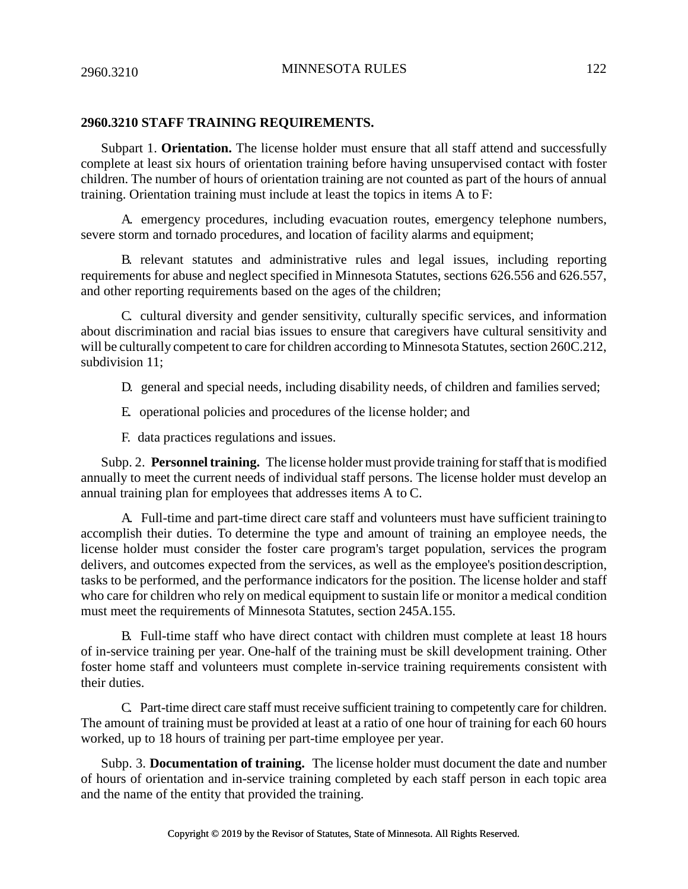**2960.3210 STAFF TRAINING REQUIREMENTS.**

Subpart 1. **Orientation.** The license holder must ensure that all staff attend and successfully complete at least six hours of orientation training before having unsupervised contact with foster children. The number of hours of orientation training are not counted as part of the hours of annual training. Orientation training must include at least the topics in items A to F:

A. emergency procedures, including evacuation routes, emergency telephone numbers, severe storm and tornado procedures, and location of facility alarms and equipment;

B. relevant statutes and administrative rules and legal issues, including reporting requirements for abuse and neglect specified in Minnesota Statutes, sections 626.556 and 626.557, and other reporting requirements based on the ages of the children;

C. cultural diversity and gender sensitivity, culturally specific services, and information about discrimination and racial bias issues to ensure that caregivers have cultural sensitivity and will be culturally competent to care for children according to Minnesota Statutes, section 260C.212, subdivision 11;

D. general and special needs, including disability needs, of children and families served;

E. operational policies and procedures of the license holder; and

F. data practices regulations and issues.

Subp. 2. **Personnel training.** The license holder must provide training for staff that is modified annually to meet the current needs of individual staff persons. The license holder must develop an annual training plan for employees that addresses items A to C.

A. Full-time and part-time direct care staff and volunteers must have sufficient training to accomplish their duties. To determine the type and amount of training an employee needs, the license holder must consider the foster care program's target population, services the program delivers, and outcomes expected from the services, as well as the employee's position description, tasks to be performed, and the performance indicators for the position. The license holder and staff who care for children who rely on medical equipment to sustain life or monitor a medical condition must meet the requirements of Minnesota Statutes, section 245A.155.

B. Full-time staff who have direct contact with children must complete at least 18 hours of in-service training per year. One-half of the training must be skill development training. Other foster home staff and volunteers must complete in-service training requirements consistent with their duties.

C. Part-time direct care staff must receive sufficient training to competently care for children. The amount of training must be provided at least at a ratio of one hour of training for each 60 hours worked, up to 18 hours of training per part-time employee per year.

Subp. 3. **Documentation of training.** The license holder must document the date and number of hours of orientation and in-service training completed by each staff person in each topic area and the name of the entity that provided the training.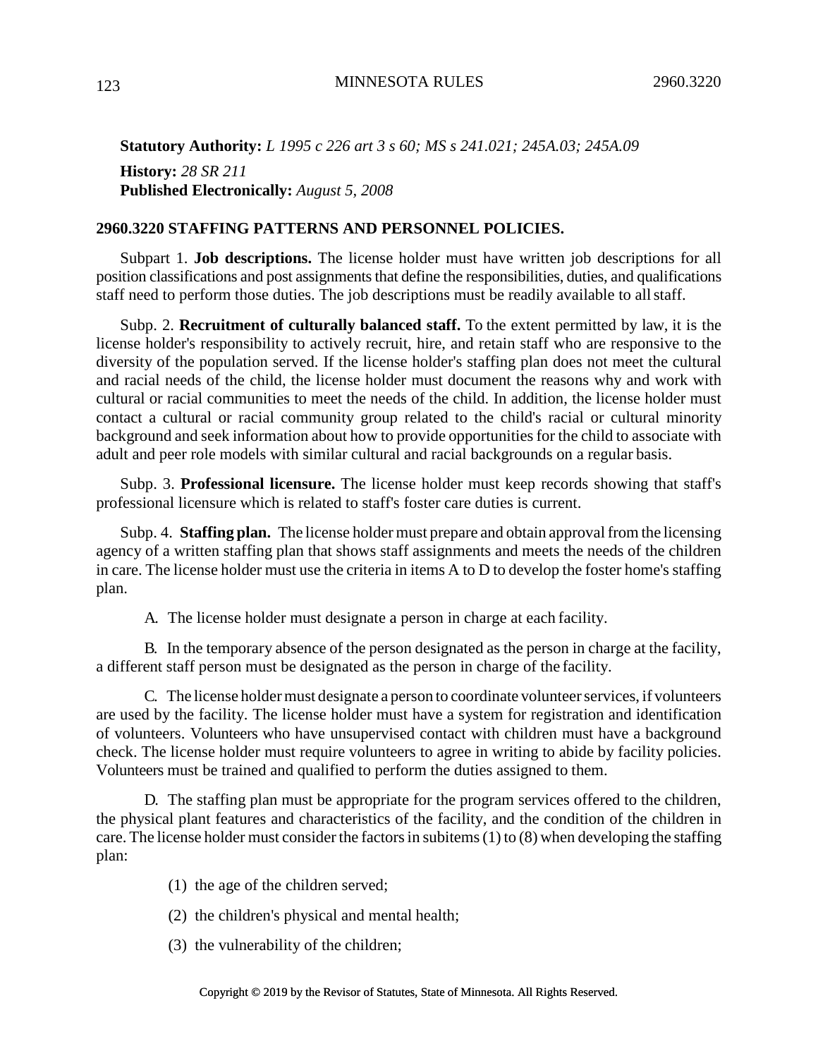**Statutory Authority:** *L 1995 c 226 art 3 s 60; MS s 241.021; 245A.03; 245A.09*

**History:** *28 SR 211*
**Published Electronically:** *August 5, 2008*

**2960.3220 STAFFING PATTERNS AND PERSONNEL POLICIES.**

Subpart 1. **Job descriptions.** The license holder must have written job descriptions for all position classifications and post assignments that define the responsibilities, duties, and qualifications staff need to perform those duties. The job descriptions must be readily available to all staff.

Subp. 2. **Recruitment of culturally balanced staff.** To the extent permitted by law, it is the license holder's responsibility to actively recruit, hire, and retain staff who are responsive to the diversity of the population served. If the license holder's staffing plan does not meet the cultural and racial needs of the child, the license holder must document the reasons why and work with cultural or racial communities to meet the needs of the child. In addition, the license holder must contact a cultural or racial community group related to the child's racial or cultural minority background and seek information about how to provide opportunities for the child to associate with adult and peer role models with similar cultural and racial backgrounds on a regular basis.

Subp. 3. **Professional licensure.** The license holder must keep records showing that staff's professional licensure which is related to staff's foster care duties is current.

Subp. 4. **Staffing plan.** The license holder must prepare and obtain approval from the licensing agency of a written staffing plan that shows staff assignments and meets the needs of the children in care. The license holder must use the criteria in items A to D to develop the foster home's staffing plan.

A. The license holder must designate a person in charge at each facility.

B. In the temporary absence of the person designated as the person in charge at the facility, a different staff person must be designated as the person in charge of the facility.

C. The license holder must designate a person to coordinate volunteer services, if volunteers are used by the facility. The license holder must have a system for registration and identification of volunteers. Volunteers who have unsupervised contact with children must have a background check. The license holder must require volunteers to agree in writing to abide by facility policies. Volunteers must be trained and qualified to perform the duties assigned to them.

D. The staffing plan must be appropriate for the program services offered to the children, the physical plant features and characteristics of the facility, and the condition of the children in care. The license holder must consider the factors in subitems (1) to (8) when developing the staffing plan:

(1) the age of the children served;

(2) the children's physical and mental health;

(3) the vulnerability of the children;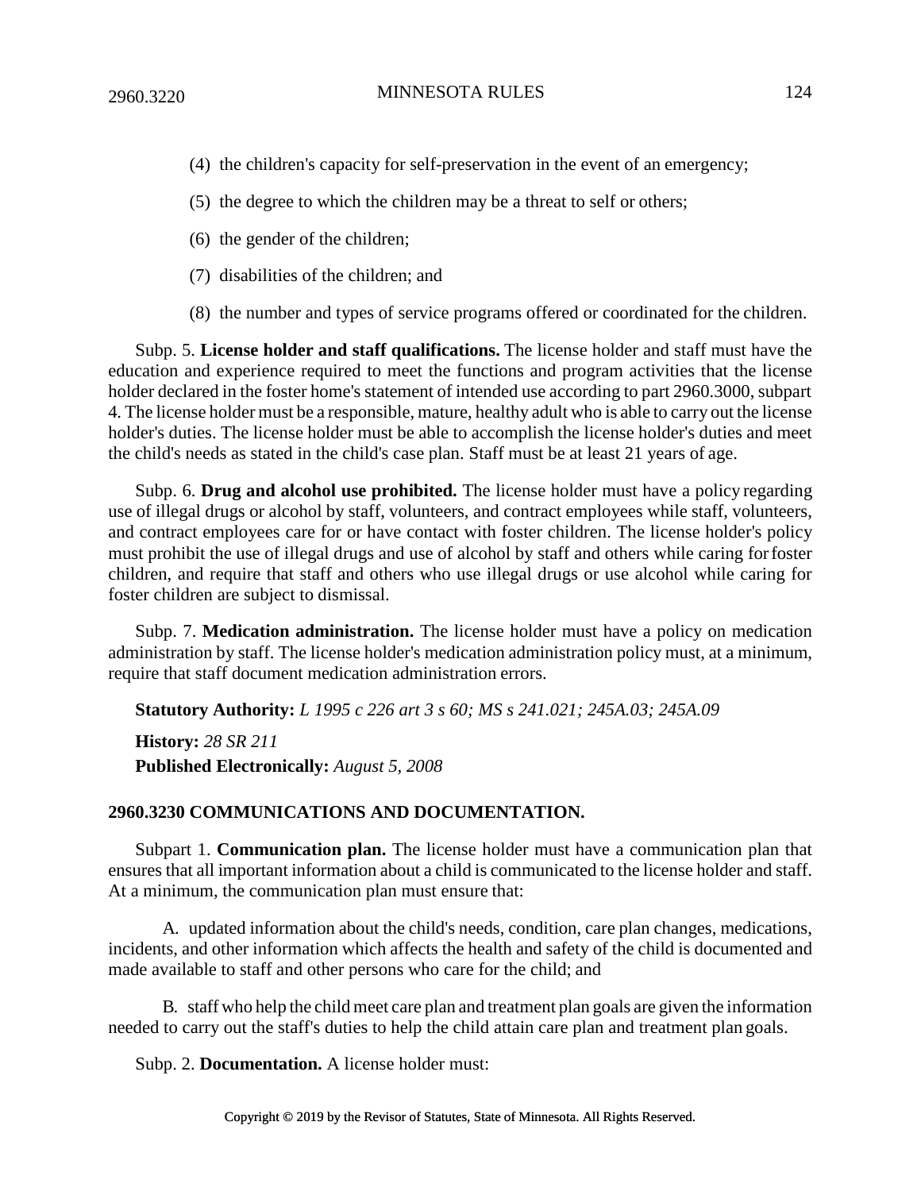(4) the children's capacity for self-preservation in the event of an emergency;

(5) the degree to which the children may be a threat to self or others;

(6) the gender of the children;

(7) disabilities of the children; and

(8) the number and types of service programs offered or coordinated for the children.

Subp. 5. **License holder and staff qualifications.** The license holder and staff must have the education and experience required to meet the functions and program activities that the license holder declared in the foster home's statement of intended use according to part 2960.3000, subpart 4. The license holder must be a responsible, mature, healthy adult who is able to carry out the license holder's duties. The license holder must be able to accomplish the license holder's duties and meet the child's needs as stated in the child's case plan. Staff must be at least 21 years of age.

Subp. 6. **Drug and alcohol use prohibited.** The license holder must have a policy regarding use of illegal drugs or alcohol by staff, volunteers, and contract employees while staff, volunteers, and contract employees care for or have contact with foster children. The license holder's policy must prohibit the use of illegal drugs and use of alcohol by staff and others while caring for foster children, and require that staff and others who use illegal drugs or use alcohol while caring for foster children are subject to dismissal.

Subp. 7. **Medication administration.** The license holder must have a policy on medication administration by staff. The license holder's medication administration policy must, at a minimum, require that staff document medication administration errors.

**Statutory Authority:** *L 1995 c 226 art 3 s 60; MS s 241.021; 245A.03; 245A.09*

**History:** *28 SR 211*
**Published Electronically:** *August 5, 2008*

## 2960.3230 COMMUNICATIONS AND DOCUMENTATION.

Subpart 1. **Communication plan.** The license holder must have a communication plan that ensures that all important information about a child is communicated to the license holder and staff. At a minimum, the communication plan must ensure that:

A. updated information about the child's needs, condition, care plan changes, medications, incidents, and other information which affects the health and safety of the child is documented and made available to staff and other persons who care for the child; and

B. staff who help the child meet care plan and treatment plan goals are given the information needed to carry out the staff's duties to help the child attain care plan and treatment plan goals.

Subp. 2. **Documentation.** A license holder must: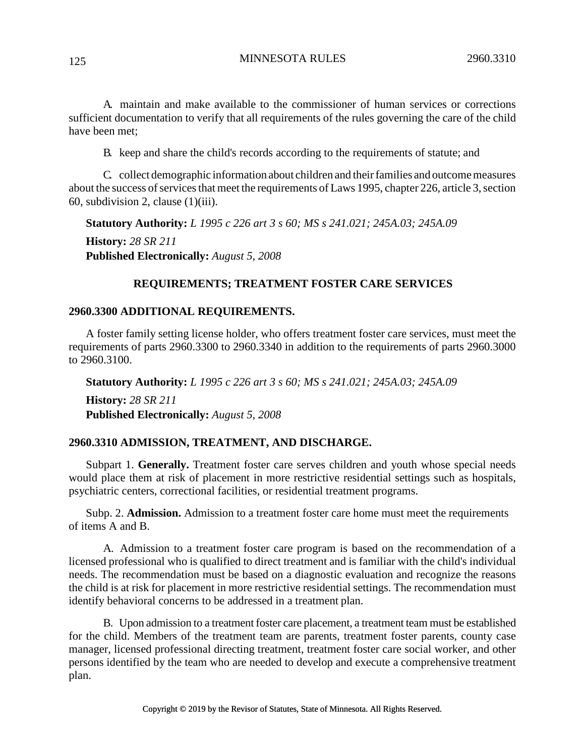A. maintain and make available to the commissioner of human services or corrections sufficient documentation to verify that all requirements of the rules governing the care of the child have been met;

B. keep and share the child's records according to the requirements of statute; and

C. collect demographic information about children and their families and outcome measures about the success of services that meet the requirements of Laws 1995, chapter 226, article 3, section 60, subdivision 2, clause (1)(iii).

**Statutory Authority:** *L 1995 c 226 art 3 s 60; MS s 241.021; 245A.03; 245A.09*

**History:** *28 SR 211*
**Published Electronically:** *August 5, 2008*

## REQUIREMENTS; TREATMENT FOSTER CARE SERVICES

### 2960.3300 ADDITIONAL REQUIREMENTS.

A foster family setting license holder, who offers treatment foster care services, must meet the requirements of parts 2960.3300 to 2960.3340 in addition to the requirements of parts 2960.3000 to 2960.3100.

**Statutory Authority:** *L 1995 c 226 art 3 s 60; MS s 241.021; 245A.03; 245A.09*

**History:** *28 SR 211*
**Published Electronically:** *August 5, 2008*

### 2960.3310 ADMISSION, TREATMENT, AND DISCHARGE.

Subpart 1. **Generally.** Treatment foster care serves children and youth whose special needs would place them at risk of placement in more restrictive residential settings such as hospitals, psychiatric centers, correctional facilities, or residential treatment programs.

Subp. 2. **Admission.** Admission to a treatment foster care home must meet the requirements of items A and B.

A. Admission to a treatment foster care program is based on the recommendation of a licensed professional who is qualified to direct treatment and is familiar with the child's individual needs. The recommendation must be based on a diagnostic evaluation and recognize the reasons the child is at risk for placement in more restrictive residential settings. The recommendation must identify behavioral concerns to be addressed in a treatment plan.

B. Upon admission to a treatment foster care placement, a treatment team must be established for the child. Members of the treatment team are parents, treatment foster parents, county case manager, licensed professional directing treatment, treatment foster care social worker, and other persons identified by the team who are needed to develop and execute a comprehensive treatment plan.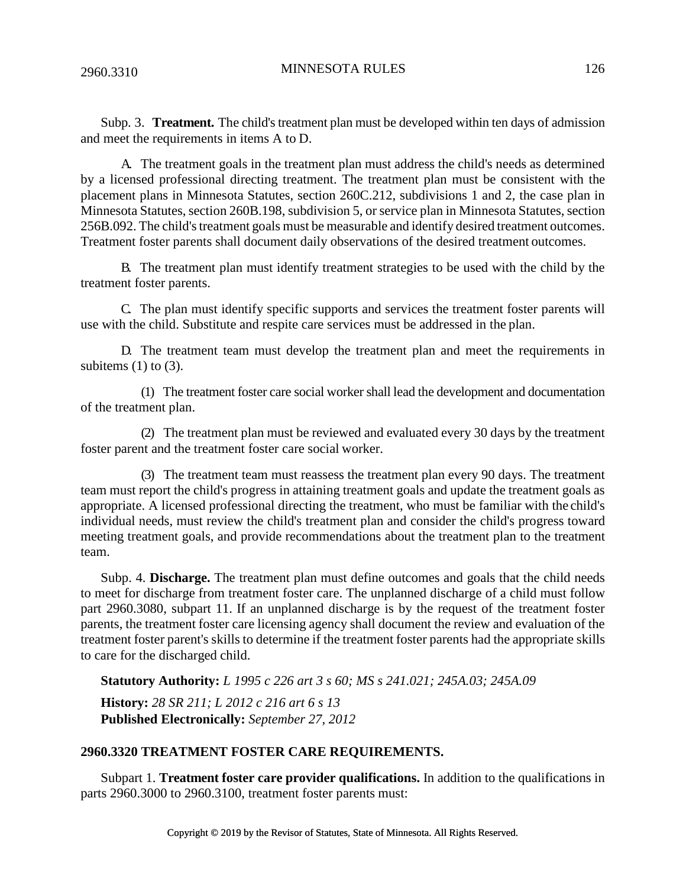Subp. 3. **Treatment.** The child's treatment plan must be developed within ten days of admission and meet the requirements in items A to D.

A. The treatment goals in the treatment plan must address the child's needs as determined by a licensed professional directing treatment. The treatment plan must be consistent with the placement plans in Minnesota Statutes, section 260C.212, subdivisions 1 and 2, the case plan in Minnesota Statutes, section 260B.198, subdivision 5, or service plan in Minnesota Statutes, section 256B.092. The child's treatment goals must be measurable and identify desired treatment outcomes. Treatment foster parents shall document daily observations of the desired treatment outcomes.

B. The treatment plan must identify treatment strategies to be used with the child by the treatment foster parents.

C. The plan must identify specific supports and services the treatment foster parents will use with the child. Substitute and respite care services must be addressed in the plan.

D. The treatment team must develop the treatment plan and meet the requirements in subitems (1) to (3).

(1) The treatment foster care social worker shall lead the development and documentation of the treatment plan.

(2) The treatment plan must be reviewed and evaluated every 30 days by the treatment foster parent and the treatment foster care social worker.

(3) The treatment team must reassess the treatment plan every 90 days. The treatment team must report the child's progress in attaining treatment goals and update the treatment goals as appropriate. A licensed professional directing the treatment, who must be familiar with the child's individual needs, must review the child's treatment plan and consider the child's progress toward meeting treatment goals, and provide recommendations about the treatment plan to the treatment team.

Subp. 4. **Discharge.** The treatment plan must define outcomes and goals that the child needs to meet for discharge from treatment foster care. The unplanned discharge of a child must follow part 2960.3080, subpart 11. If an unplanned discharge is by the request of the treatment foster parents, the treatment foster care licensing agency shall document the review and evaluation of the treatment foster parent's skills to determine if the treatment foster parents had the appropriate skills to care for the discharged child.

**Statutory Authority:** *L 1995 c 226 art 3 s 60; MS s 241.021; 245A.03; 245A.09*

**History:** *28 SR 211; L 2012 c 216 art 6 s 13*
**Published Electronically:** *September 27, 2012*

## 2960.3320 TREATMENT FOSTER CARE REQUIREMENTS.

Subpart 1. **Treatment foster care provider qualifications.** In addition to the qualifications in parts 2960.3000 to 2960.3100, treatment foster parents must: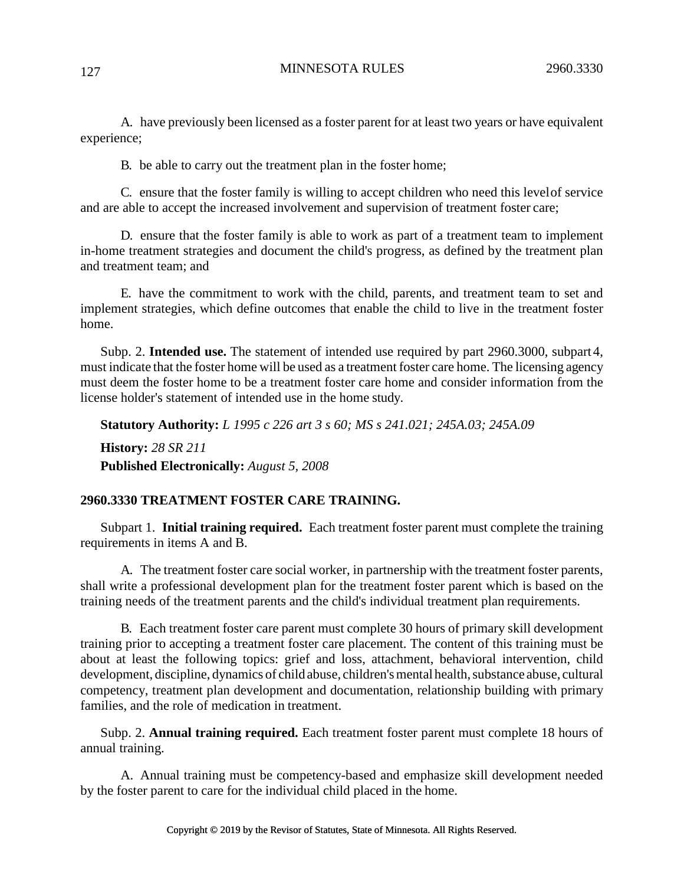A. have previously been licensed as a foster parent for at least two years or have equivalent experience;

B. be able to carry out the treatment plan in the foster home;

C. ensure that the foster family is willing to accept children who need this level of service and are able to accept the increased involvement and supervision of treatment foster care;

D. ensure that the foster family is able to work as part of a treatment team to implement in-home treatment strategies and document the child's progress, as defined by the treatment plan and treatment team; and

E. have the commitment to work with the child, parents, and treatment team to set and implement strategies, which define outcomes that enable the child to live in the treatment foster home.

Subp. 2. **Intended use.** The statement of intended use required by part 2960.3000, subpart 4, must indicate that the foster home will be used as a treatment foster care home. The licensing agency must deem the foster home to be a treatment foster care home and consider information from the license holder's statement of intended use in the home study.

**Statutory Authority:** *L 1995 c 226 art 3 s 60; MS s 241.021; 245A.03; 245A.09*

**History:** *28 SR 211*
**Published Electronically:** *August 5, 2008*

## 2960.3330 TREATMENT FOSTER CARE TRAINING.

Subpart 1. **Initial training required.** Each treatment foster parent must complete the training requirements in items A and B.

A. The treatment foster care social worker, in partnership with the treatment foster parents, shall write a professional development plan for the treatment foster parent which is based on the training needs of the treatment parents and the child's individual treatment plan requirements.

B. Each treatment foster care parent must complete 30 hours of primary skill development training prior to accepting a treatment foster care placement. The content of this training must be about at least the following topics: grief and loss, attachment, behavioral intervention, child development, discipline, dynamics of child abuse, children's mental health, substance abuse, cultural competency, treatment plan development and documentation, relationship building with primary families, and the role of medication in treatment.

Subp. 2. **Annual training required.** Each treatment foster parent must complete 18 hours of annual training.

A. Annual training must be competency-based and emphasize skill development needed by the foster parent to care for the individual child placed in the home.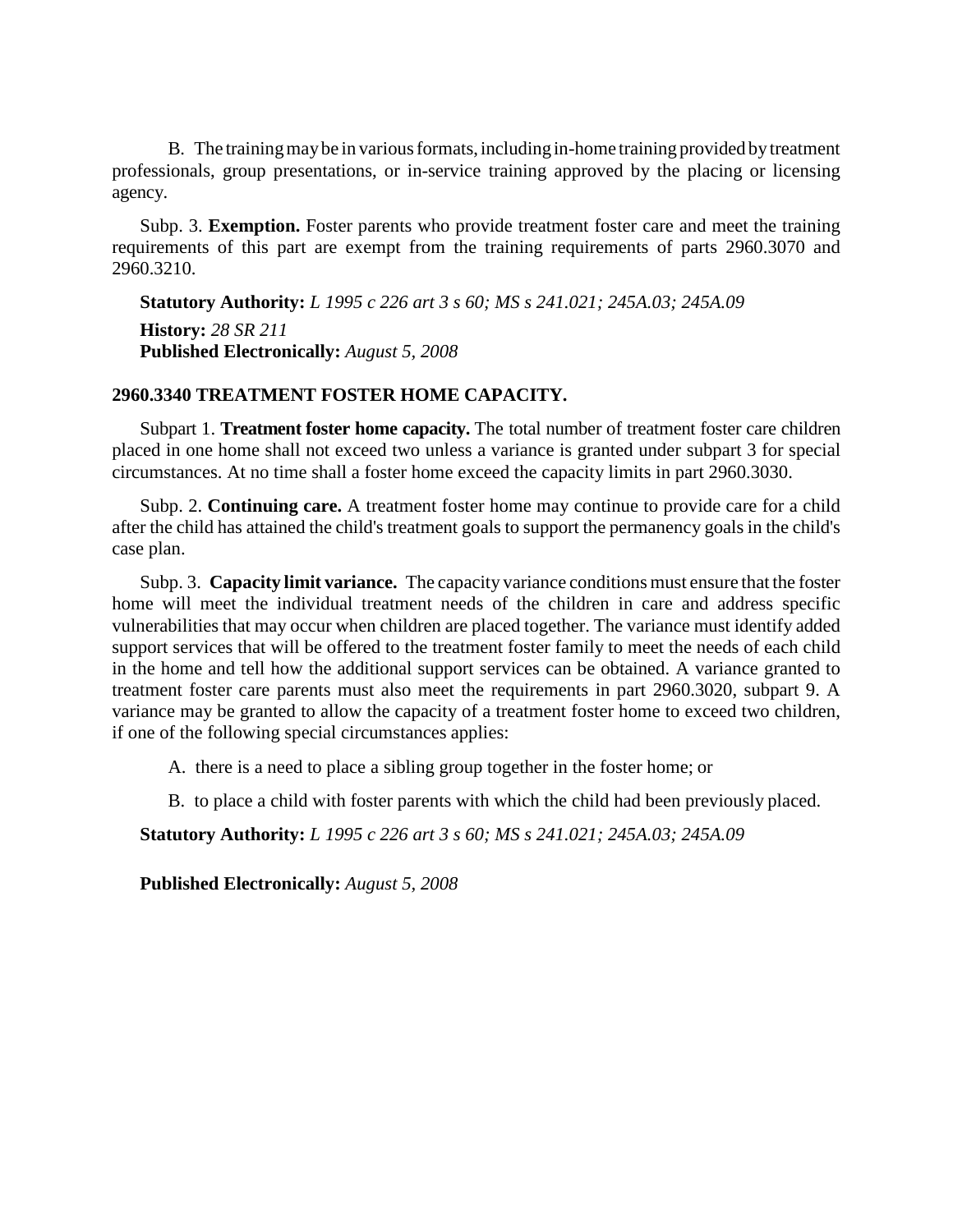B. The training may be in various formats, including in-home training provided by treatment professionals, group presentations, or in-service training approved by the placing or licensing agency.

Subp. 3. **Exemption.** Foster parents who provide treatment foster care and meet the training requirements of this part are exempt from the training requirements of parts 2960.3070 and 2960.3210.

**Statutory Authority:** *L 1995 c 226 art 3 s 60; MS s 241.021; 245A.03; 245A.09*

**History:** *28 SR 211*
**Published Electronically:** *August 5, 2008*

### 2960.3340 TREATMENT FOSTER HOME CAPACITY.

Subpart 1. **Treatment foster home capacity.** The total number of treatment foster care children placed in one home shall not exceed two unless a variance is granted under subpart 3 for special circumstances. At no time shall a foster home exceed the capacity limits in part 2960.3030.

Subp. 2. **Continuing care.** A treatment foster home may continue to provide care for a child after the child has attained the child's treatment goals to support the permanency goals in the child's case plan.

Subp. 3. **Capacity limit variance.** The capacity variance conditions must ensure that the foster home will meet the individual treatment needs of the children in care and address specific vulnerabilities that may occur when children are placed together. The variance must identify added support services that will be offered to the treatment foster family to meet the needs of each child in the home and tell how the additional support services can be obtained. A variance granted to treatment foster care parents must also meet the requirements in part 2960.3020, subpart 9. A variance may be granted to allow the capacity of a treatment foster home to exceed two children, if one of the following special circumstances applies:

A. there is a need to place a sibling group together in the foster home; or

B. to place a child with foster parents with which the child had been previously placed.

**Statutory Authority:** *L 1995 c 226 art 3 s 60; MS s 241.021; 245A.03; 245A.09*

**Published Electronically:** *August 5, 2008*